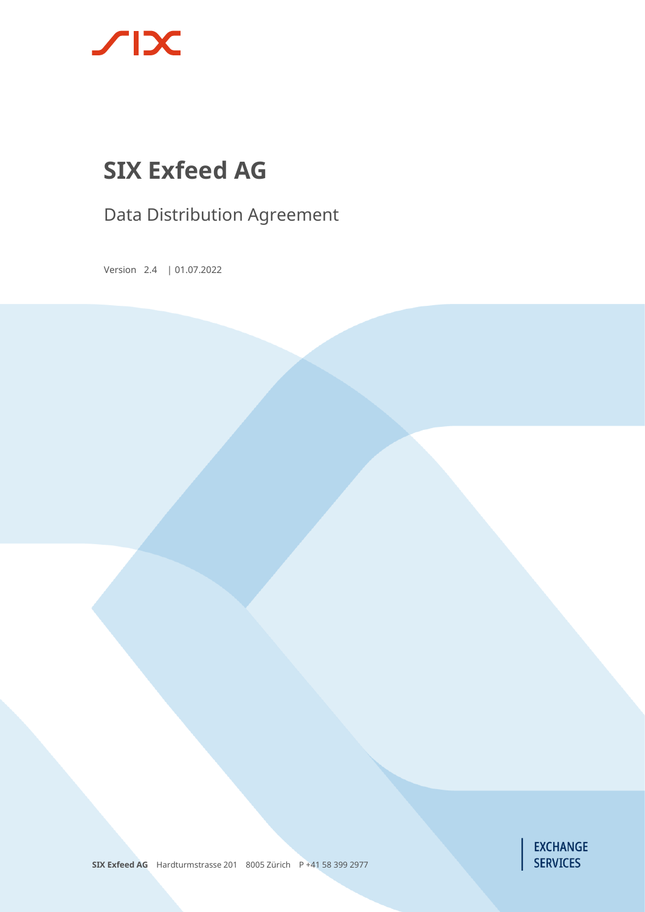# SIX Exfeed AG

## Data Distribution Agreement

Version 2.4 | 01.07.2022

**SIX Exfeed AG** Hardturmstrasse 201 8005 Zürich P +41 58 399 2977

EXCHANGE SERVICES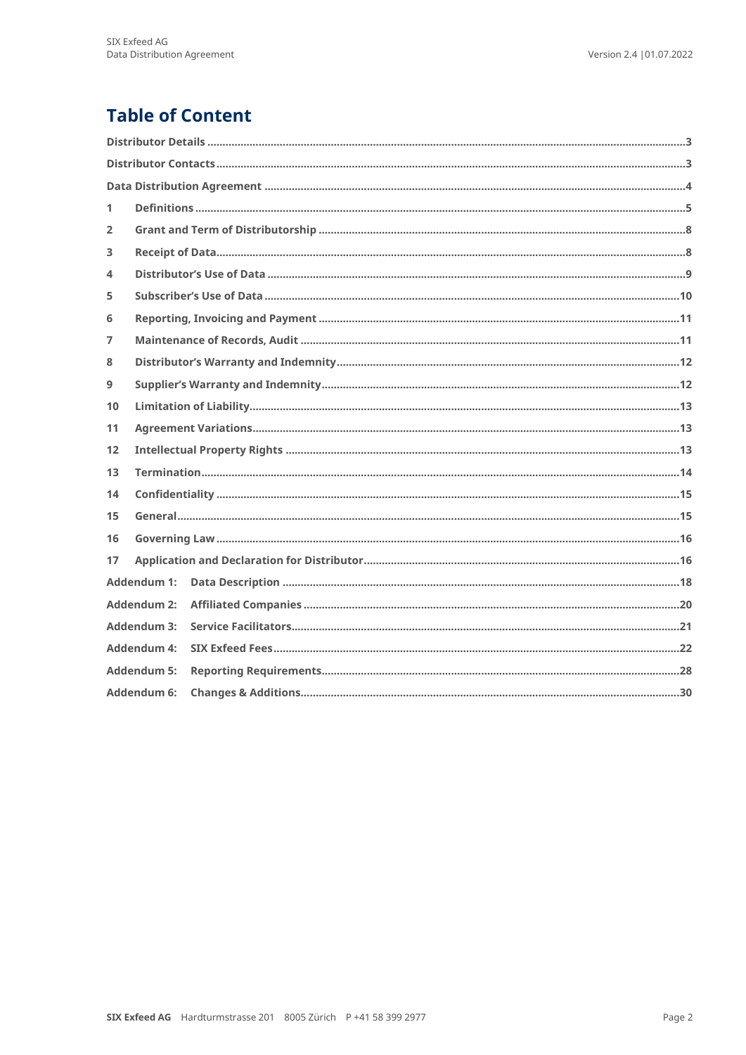# Table of Content

Distributor Details ....................................................................................................................................................3

Distributor Contacts ..................................................................................................................................................3

Data Distribution Agreement ...................................................................................................................................4

1 Definitions ..............................................................................................................................................................5

2 Grant and Term of Distributorship ....................................................................................................................8

3 Receipt of Data......................................................................................................................................................8

4 Distributor's Use of Data ......................................................................................................................................9

5 Subscriber's Use of Data ....................................................................................................................................10

6 Reporting, Invoicing and Payment ...................................................................................................................11

7 Maintenance of Records, Audit ........................................................................................................................11

8 Distributor's Warranty and Indemnity .............................................................................................................12

9 Supplier's Warranty and Indemnity..................................................................................................................12

10 Limitation of Liability.........................................................................................................................................13

11 Agreement Variations.........................................................................................................................................13

12 Intellectual Property Rights ..............................................................................................................................13

13 Termination..........................................................................................................................................................14

14 Confidentiality .....................................................................................................................................................15

15 General..................................................................................................................................................................15

16 Governing Law .....................................................................................................................................................16

17 Application and Declaration for Distributor.....................................................................................................16

Addendum 1: Data Description ...............................................................................................................................18

Addendum 2: Affiliated Companies .........................................................................................................................20

Addendum 3: Service Facilitators.............................................................................................................................21

Addendum 4: SIX Exfeed Fees...................................................................................................................................22

Addendum 5: Reporting Requirements...................................................................................................................28

Addendum 6: Changes & Additions..........................................................................................................................30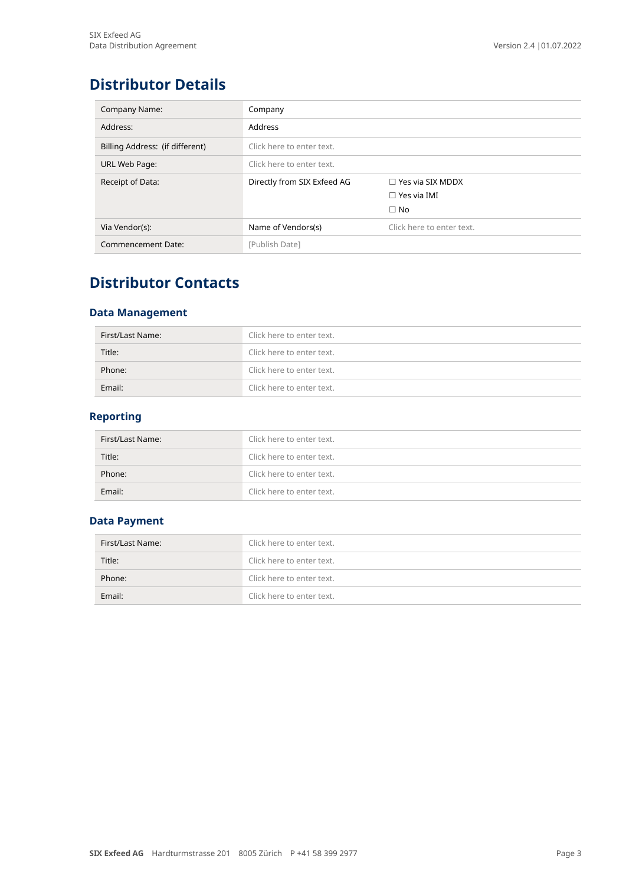# Distributor Details

| Company Name: | Company | |
|---|---|---|
| Address: | Address | |
| Billing Address: (if different) | Click here to enter text. | |
| URL Web Page: | Click here to enter text. | |
| Receipt of Data: | Directly from SIX Exfeed AG | ☐ Yes via SIX MDDX<br>☐ Yes via IMI<br>☐ No |
| Via Vendor(s): | Name of Vendors(s) | Click here to enter text. |
| Commencement Date: | [Publish Date] | |

# Distributor Contacts

## Data Management

| First/Last Name: | Click here to enter text. |
|---|---|
| Title: | Click here to enter text. |
| Phone: | Click here to enter text. |
| Email: | Click here to enter text. |

## Reporting

| First/Last Name: | Click here to enter text. |
|---|---|
| Title: | Click here to enter text. |
| Phone: | Click here to enter text. |
| Email: | Click here to enter text. |

## Data Payment

| First/Last Name: | Click here to enter text. |
|---|---|
| Title: | Click here to enter text. |
| Phone: | Click here to enter text. |
| Email: | Click here to enter text. |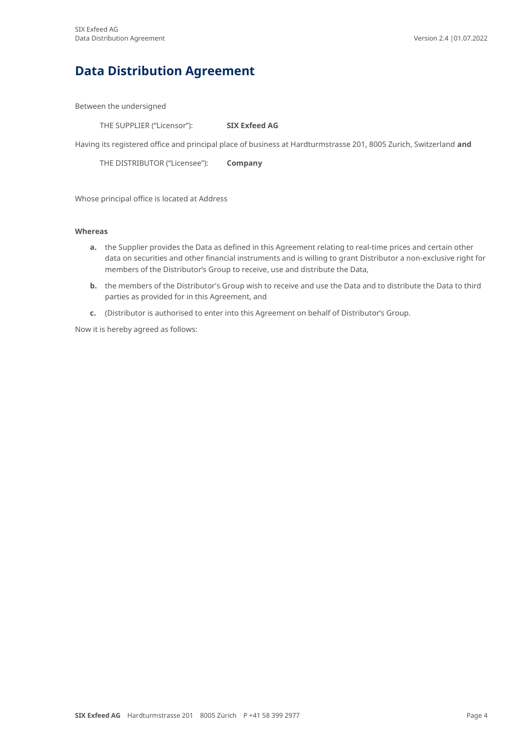# Data Distribution Agreement

Between the undersigned

THE SUPPLIER ("Licensor"): **SIX Exfeed AG**

Having its registered office and principal place of business at Hardturmstrasse 201, 8005 Zurich, Switzerland **and**

THE DISTRIBUTOR ("Licensee"): **Company**

Whose principal office is located at Address

**Whereas**

**a.** the Supplier provides the Data as defined in this Agreement relating to real-time prices and certain other data on securities and other financial instruments and is willing to grant Distributor a non-exclusive right for members of the Distributor's Group to receive, use and distribute the Data,

**b.** the members of the Distributor's Group wish to receive and use the Data and to distribute the Data to third parties as provided for in this Agreement, and

**c.** (Distributor is authorised to enter into this Agreement on behalf of Distributor's Group.

Now it is hereby agreed as follows: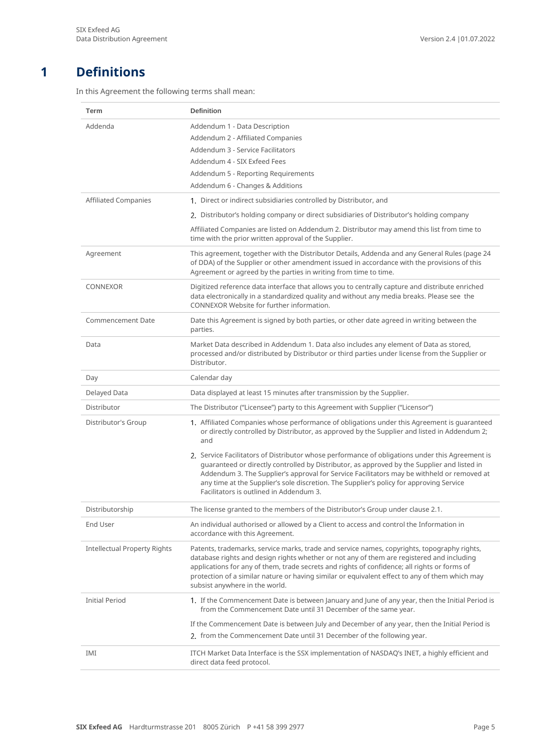# 1 Definitions

In this Agreement the following terms shall mean:

| Term | Definition |
|---|---|
| Addenda | Addendum 1 - Data Description<br>Addendum 2 - Affiliated Companies<br>Addendum 3 - Service Facilitators<br>Addendum 4 - SIX Exfeed Fees<br>Addendum 5 - Reporting Requirements<br>Addendum 6 - Changes & Additions |
| Affiliated Companies | 1. Direct or indirect subsidiaries controlled by Distributor, and<br>2. Distributor's holding company or direct subsidiaries of Distributor's holding company<br>Affiliated Companies are listed on Addendum 2. Distributor may amend this list from time to time with the prior written approval of the Supplier. |
| Agreement | This agreement, together with the Distributor Details, Addenda and any General Rules (page 24 of DDA) of the Supplier or other amendment issued in accordance with the provisions of this Agreement or agreed by the parties in writing from time to time. |
| CONNEXOR | Digitized reference data interface that allows you to centrally capture and distribute enriched data electronically in a standardized quality and without any media breaks. Please see the CONNEXOR Website for further information. |
| Commencement Date | Date this Agreement is signed by both parties, or other date agreed in writing between the parties. |
| Data | Market Data described in Addendum 1. Data also includes any element of Data as stored, processed and/or distributed by Distributor or third parties under license from the Supplier or Distributor. |
| Day | Calendar day |
| Delayed Data | Data displayed at least 15 minutes after transmission by the Supplier. |
| Distributor | The Distributor ("Licensee") party to this Agreement with Supplier ("Licensor") |
| Distributor's Group | 1. Affiliated Companies whose performance of obligations under this Agreement is guaranteed or directly controlled by Distributor, as approved by the Supplier and listed in Addendum 2; and<br>2. Service Facilitators of Distributor whose performance of obligations under this Agreement is guaranteed or directly controlled by Distributor, as approved by the Supplier and listed in Addendum 3. The Supplier's approval for Service Facilitators may be withheld or removed at any time at the Supplier's sole discretion. The Supplier's policy for approving Service Facilitators is outlined in Addendum 3. |
| Distributorship | The license granted to the members of the Distributor's Group under clause 2.1. |
| End User | An individual authorised or allowed by a Client to access and control the Information in accordance with this Agreement. |
| Intellectual Property Rights | Patents, trademarks, service marks, trade and service names, copyrights, topography rights, database rights and design rights whether or not any of them are registered and including applications for any of them, trade secrets and rights of confidence; all rights or forms of protection of a similar nature or having similar or equivalent effect to any of them which may subsist anywhere in the world. |
| Initial Period | 1. If the Commencement Date is between January and June of any year, then the Initial Period is from the Commencement Date until 31 December of the same year.<br>If the Commencement Date is between July and December of any year, then the Initial Period is<br>2. from the Commencement Date until 31 December of the following year. |
| IMI | ITCH Market Data Interface is the SSX implementation of NASDAQ's INET, a highly efficient and direct data feed protocol. |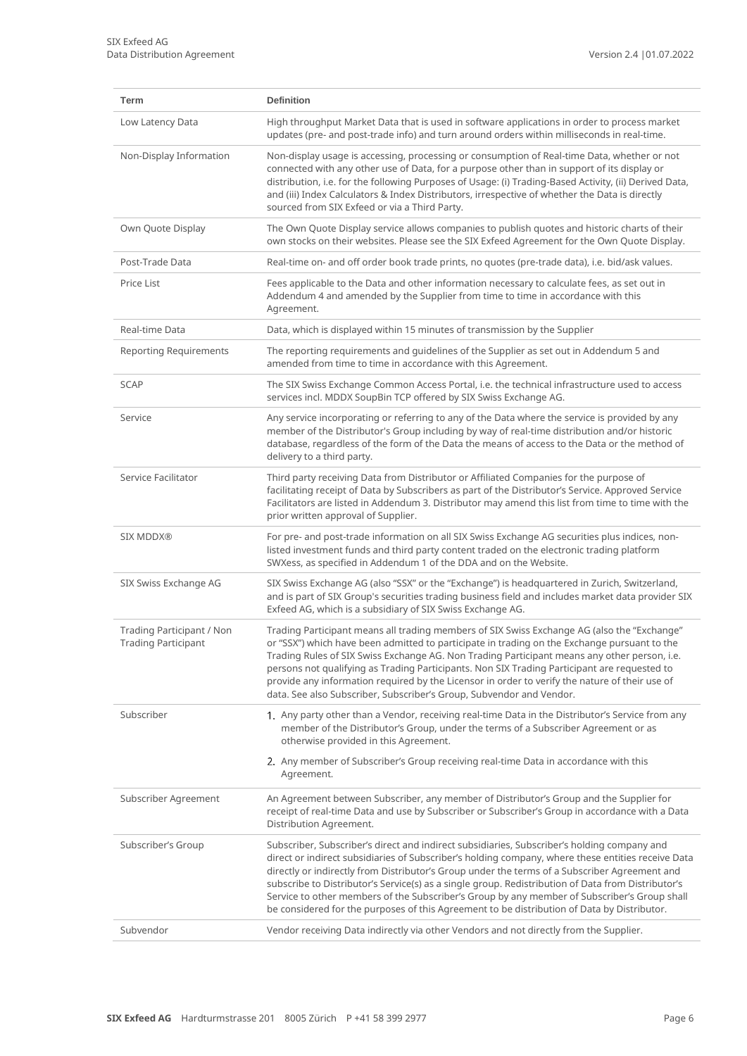| Term | Definition |
|---|---|
| Low Latency Data | High throughput Market Data that is used in software applications in order to process market updates (pre- and post-trade info) and turn around orders within milliseconds in real-time. |
| Non-Display Information | Non-display usage is accessing, processing or consumption of Real-time Data, whether or not connected with any other use of Data, for a purpose other than in support of its display or distribution, i.e. for the following Purposes of Usage: (i) Trading-Based Activity, (ii) Derived Data, and (iii) Index Calculators & Index Distributors, irrespective of whether the Data is directly sourced from SIX Exfeed or via a Third Party. |
| Own Quote Display | The Own Quote Display service allows companies to publish quotes and historic charts of their own stocks on their websites. Please see the SIX Exfeed Agreement for the Own Quote Display. |
| Post-Trade Data | Real-time on- and off order book trade prints, no quotes (pre-trade data), i.e. bid/ask values. |
| Price List | Fees applicable to the Data and other information necessary to calculate fees, as set out in Addendum 4 and amended by the Supplier from time to time in accordance with this Agreement. |
| Real-time Data | Data, which is displayed within 15 minutes of transmission by the Supplier |
| Reporting Requirements | The reporting requirements and guidelines of the Supplier as set out in Addendum 5 and amended from time to time in accordance with this Agreement. |
| SCAP | The SIX Swiss Exchange Common Access Portal, i.e. the technical infrastructure used to access services incl. MDDX SoupBin TCP offered by SIX Swiss Exchange AG. |
| Service | Any service incorporating or referring to any of the Data where the service is provided by any member of the Distributor's Group including by way of real-time distribution and/or historic database, regardless of the form of the Data the means of access to the Data or the method of delivery to a third party. |
| Service Facilitator | Third party receiving Data from Distributor or Affiliated Companies for the purpose of facilitating receipt of Data by Subscribers as part of the Distributor's Service. Approved Service Facilitators are listed in Addendum 3. Distributor may amend this list from time to time with the prior written approval of Supplier. |
| SIX MDDX® | For pre- and post-trade information on all SIX Swiss Exchange AG securities plus indices, non-listed investment funds and third party content traded on the electronic trading platform SWXess, as specified in Addendum 1 of the DDA and on the Website. |
| SIX Swiss Exchange AG | SIX Swiss Exchange AG (also "SSX" or the "Exchange") is headquartered in Zurich, Switzerland, and is part of SIX Group's securities trading business field and includes market data provider SIX Exfeed AG, which is a subsidiary of SIX Swiss Exchange AG. |
| Trading Participant / Non Trading Participant | Trading Participant means all trading members of SIX Swiss Exchange AG (also the "Exchange" or "SSX") which have been admitted to participate in trading on the Exchange pursuant to the Trading Rules of SIX Swiss Exchange AG. Non Trading Participant means any other person, i.e. persons not qualifying as Trading Participants. Non SIX Trading Participant are requested to provide any information required by the Licensor in order to verify the nature of their use of data. See also Subscriber, Subscriber's Group, Subvendor and Vendor. |
| Subscriber | 1. Any party other than a Vendor, receiving real-time Data in the Distributor's Service from any member of the Distributor's Group, under the terms of a Subscriber Agreement or as otherwise provided in this Agreement. 2. Any member of Subscriber's Group receiving real-time Data in accordance with this Agreement. |
| Subscriber Agreement | An Agreement between Subscriber, any member of Distributor's Group and the Supplier for receipt of real-time Data and use by Subscriber or Subscriber's Group in accordance with a Data Distribution Agreement. |
| Subscriber's Group | Subscriber, Subscriber's direct and indirect subsidiaries, Subscriber's holding company and direct or indirect subsidiaries of Subscriber's holding company, where these entities receive Data directly or indirectly from Distributor's Group under the terms of a Subscriber Agreement and subscribe to Distributor's Service(s) as a single group. Redistribution of Data from Distributor's Service to other members of the Subscriber's Group by any member of Subscriber's Group shall be considered for the purposes of this Agreement to be distribution of Data by Distributor. |
| Subvendor | Vendor receiving Data indirectly via other Vendors and not directly from the Supplier. |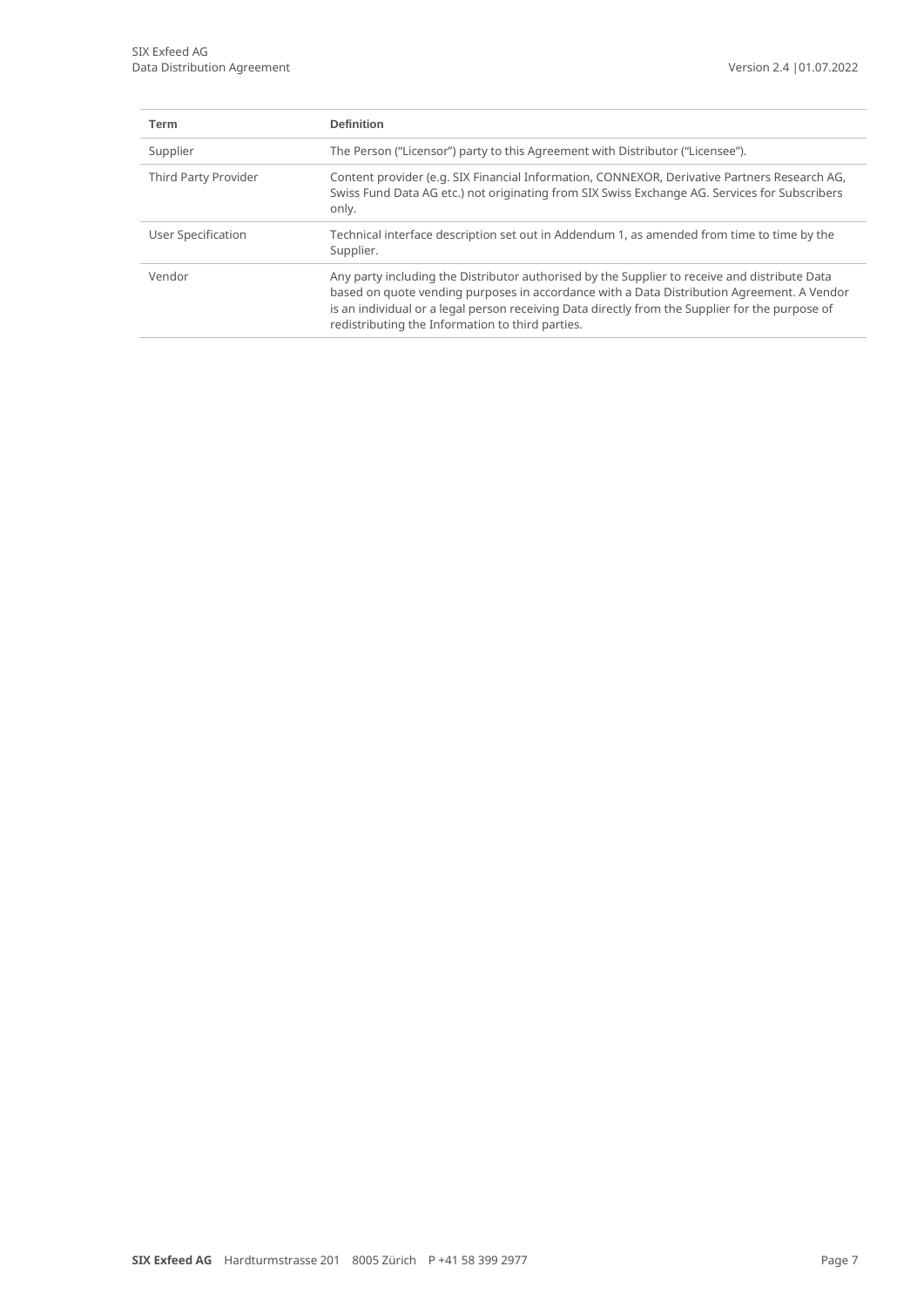| Term | Definition |
| --- | --- |
| Supplier | The Person ("Licensor") party to this Agreement with Distributor ("Licensee"). |
| Third Party Provider | Content provider (e.g. SIX Financial Information, CONNEXOR, Derivative Partners Research AG, Swiss Fund Data AG etc.) not originating from SIX Swiss Exchange AG. Services for Subscribers only. |
| User Specification | Technical interface description set out in Addendum 1, as amended from time to time by the Supplier. |
| Vendor | Any party including the Distributor authorised by the Supplier to receive and distribute Data based on quote vending purposes in accordance with a Data Distribution Agreement. A Vendor is an individual or a legal person receiving Data directly from the Supplier for the purpose of redistributing the Information to third parties. |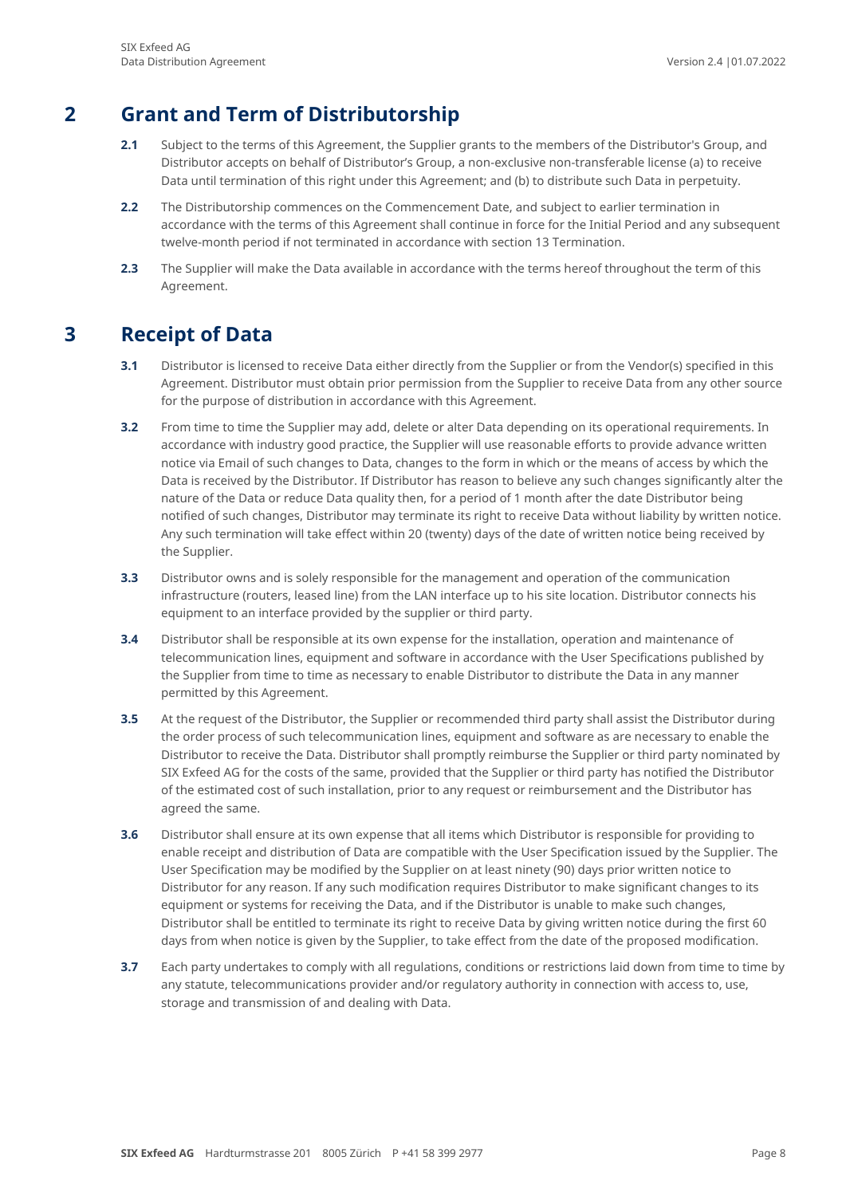## 2 Grant and Term of Distributorship

**2.1** Subject to the terms of this Agreement, the Supplier grants to the members of the Distributor's Group, and Distributor accepts on behalf of Distributor's Group, a non-exclusive non-transferable license (a) to receive Data until termination of this right under this Agreement; and (b) to distribute such Data in perpetuity.

**2.2** The Distributorship commences on the Commencement Date, and subject to earlier termination in accordance with the terms of this Agreement shall continue in force for the Initial Period and any subsequent twelve-month period if not terminated in accordance with section 13 Termination.

**2.3** The Supplier will make the Data available in accordance with the terms hereof throughout the term of this Agreement.

## 3 Receipt of Data

**3.1** Distributor is licensed to receive Data either directly from the Supplier or from the Vendor(s) specified in this Agreement. Distributor must obtain prior permission from the Supplier to receive Data from any other source for the purpose of distribution in accordance with this Agreement.

**3.2** From time to time the Supplier may add, delete or alter Data depending on its operational requirements. In accordance with industry good practice, the Supplier will use reasonable efforts to provide advance written notice via Email of such changes to Data, changes to the form in which or the means of access by which the Data is received by the Distributor. If Distributor has reason to believe any such changes significantly alter the nature of the Data or reduce Data quality then, for a period of 1 month after the date Distributor being notified of such changes, Distributor may terminate its right to receive Data without liability by written notice. Any such termination will take effect within 20 (twenty) days of the date of written notice being received by the Supplier.

**3.3** Distributor owns and is solely responsible for the management and operation of the communication infrastructure (routers, leased line) from the LAN interface up to his site location. Distributor connects his equipment to an interface provided by the supplier or third party.

**3.4** Distributor shall be responsible at its own expense for the installation, operation and maintenance of telecommunication lines, equipment and software in accordance with the User Specifications published by the Supplier from time to time as necessary to enable Distributor to distribute the Data in any manner permitted by this Agreement.

**3.5** At the request of the Distributor, the Supplier or recommended third party shall assist the Distributor during the order process of such telecommunication lines, equipment and software as are necessary to enable the Distributor to receive the Data. Distributor shall promptly reimburse the Supplier or third party nominated by SIX Exfeed AG for the costs of the same, provided that the Supplier or third party has notified the Distributor of the estimated cost of such installation, prior to any request or reimbursement and the Distributor has agreed the same.

**3.6** Distributor shall ensure at its own expense that all items which Distributor is responsible for providing to enable receipt and distribution of Data are compatible with the User Specification issued by the Supplier. The User Specification may be modified by the Supplier on at least ninety (90) days prior written notice to Distributor for any reason. If any such modification requires Distributor to make significant changes to its equipment or systems for receiving the Data, and if the Distributor is unable to make such changes, Distributor shall be entitled to terminate its right to receive Data by giving written notice during the first 60 days from when notice is given by the Supplier, to take effect from the date of the proposed modification.

**3.7** Each party undertakes to comply with all regulations, conditions or restrictions laid down from time to time by any statute, telecommunications provider and/or regulatory authority in connection with access to, use, storage and transmission of and dealing with Data.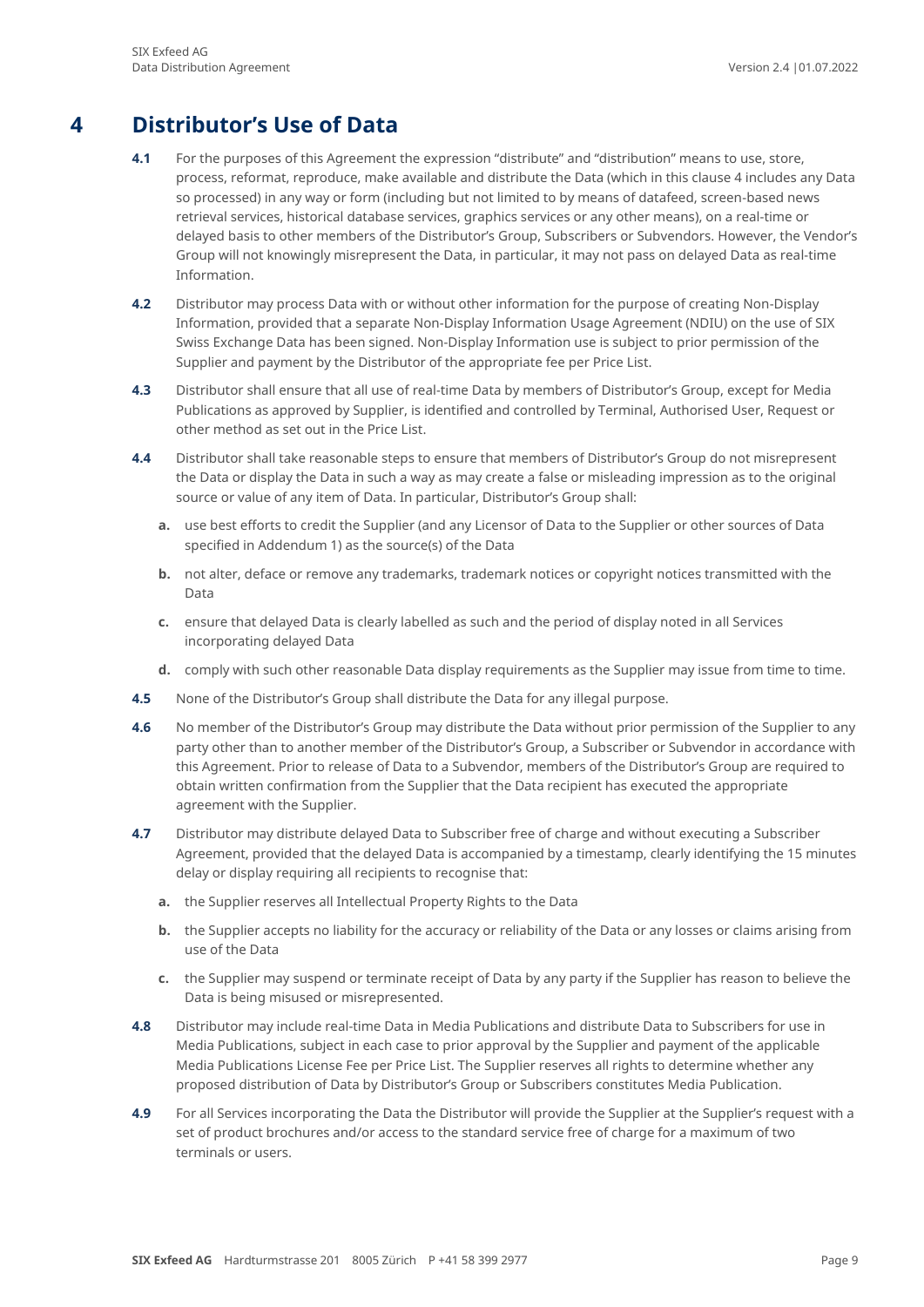# 4 Distributor's Use of Data

**4.1** For the purposes of this Agreement the expression "distribute" and "distribution" means to use, store, process, reformat, reproduce, make available and distribute the Data (which in this clause 4 includes any Data so processed) in any way or form (including but not limited to by means of datafeed, screen-based news retrieval services, historical database services, graphics services or any other means), on a real-time or delayed basis to other members of the Distributor's Group, Subscribers or Subvendors. However, the Vendor's Group will not knowingly misrepresent the Data, in particular, it may not pass on delayed Data as real-time Information.

**4.2** Distributor may process Data with or without other information for the purpose of creating Non-Display Information, provided that a separate Non-Display Information Usage Agreement (NDIU) on the use of SIX Swiss Exchange Data has been signed. Non-Display Information use is subject to prior permission of the Supplier and payment by the Distributor of the appropriate fee per Price List.

**4.3** Distributor shall ensure that all use of real-time Data by members of Distributor's Group, except for Media Publications as approved by Supplier, is identified and controlled by Terminal, Authorised User, Request or other method as set out in the Price List.

**4.4** Distributor shall take reasonable steps to ensure that members of Distributor's Group do not misrepresent the Data or display the Data in such a way as may create a false or misleading impression as to the original source or value of any item of Data. In particular, Distributor's Group shall:

- **a.** use best efforts to credit the Supplier (and any Licensor of Data to the Supplier or other sources of Data specified in Addendum 1) as the source(s) of the Data
- **b.** not alter, deface or remove any trademarks, trademark notices or copyright notices transmitted with the Data
- **c.** ensure that delayed Data is clearly labelled as such and the period of display noted in all Services incorporating delayed Data
- **d.** comply with such other reasonable Data display requirements as the Supplier may issue from time to time.

**4.5** None of the Distributor's Group shall distribute the Data for any illegal purpose.

**4.6** No member of the Distributor's Group may distribute the Data without prior permission of the Supplier to any party other than to another member of the Distributor's Group, a Subscriber or Subvendor in accordance with this Agreement. Prior to release of Data to a Subvendor, members of the Distributor's Group are required to obtain written confirmation from the Supplier that the Data recipient has executed the appropriate agreement with the Supplier.

**4.7** Distributor may distribute delayed Data to Subscriber free of charge and without executing a Subscriber Agreement, provided that the delayed Data is accompanied by a timestamp, clearly identifying the 15 minutes delay or display requiring all recipients to recognise that:

- **a.** the Supplier reserves all Intellectual Property Rights to the Data
- **b.** the Supplier accepts no liability for the accuracy or reliability of the Data or any losses or claims arising from use of the Data
- **c.** the Supplier may suspend or terminate receipt of Data by any party if the Supplier has reason to believe the Data is being misused or misrepresented.

**4.8** Distributor may include real-time Data in Media Publications and distribute Data to Subscribers for use in Media Publications, subject in each case to prior approval by the Supplier and payment of the applicable Media Publications License Fee per Price List. The Supplier reserves all rights to determine whether any proposed distribution of Data by Distributor's Group or Subscribers constitutes Media Publication.

**4.9** For all Services incorporating the Data the Distributor will provide the Supplier at the Supplier's request with a set of product brochures and/or access to the standard service free of charge for a maximum of two terminals or users.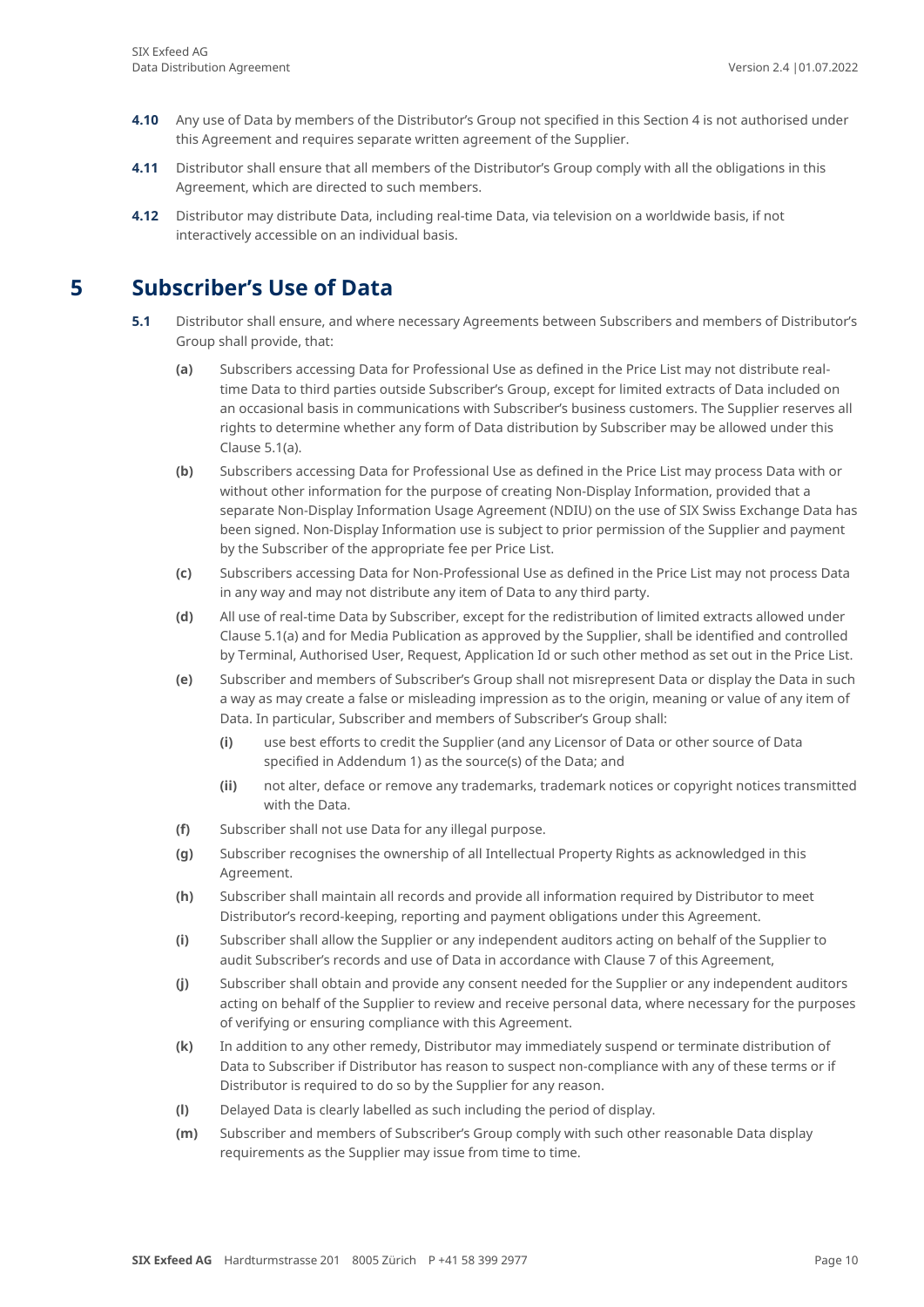**4.10** Any use of Data by members of the Distributor's Group not specified in this Section 4 is not authorised under this Agreement and requires separate written agreement of the Supplier.

**4.11** Distributor shall ensure that all members of the Distributor's Group comply with all the obligations in this Agreement, which are directed to such members.

**4.12** Distributor may distribute Data, including real-time Data, via television on a worldwide basis, if not interactively accessible on an individual basis.

# 5 Subscriber's Use of Data

**5.1** Distributor shall ensure, and where necessary Agreements between Subscribers and members of Distributor's Group shall provide, that:

**(a)** Subscribers accessing Data for Professional Use as defined in the Price List may not distribute real-time Data to third parties outside Subscriber's Group, except for limited extracts of Data included on an occasional basis in communications with Subscriber's business customers. The Supplier reserves all rights to determine whether any form of Data distribution by Subscriber may be allowed under this Clause 5.1(a).

**(b)** Subscribers accessing Data for Professional Use as defined in the Price List may process Data with or without other information for the purpose of creating Non-Display Information, provided that a separate Non-Display Information Usage Agreement (NDIU) on the use of SIX Swiss Exchange Data has been signed. Non-Display Information use is subject to prior permission of the Supplier and payment by the Subscriber of the appropriate fee per Price List.

**(c)** Subscribers accessing Data for Non-Professional Use as defined in the Price List may not process Data in any way and may not distribute any item of Data to any third party.

**(d)** All use of real-time Data by Subscriber, except for the redistribution of limited extracts allowed under Clause 5.1(a) and for Media Publication as approved by the Supplier, shall be identified and controlled by Terminal, Authorised User, Request, Application Id or such other method as set out in the Price List.

**(e)** Subscriber and members of Subscriber's Group shall not misrepresent Data or display the Data in such a way as may create a false or misleading impression as to the origin, meaning or value of any item of Data. In particular, Subscriber and members of Subscriber's Group shall:

**(i)** use best efforts to credit the Supplier (and any Licensor of Data or other source of Data specified in Addendum 1) as the source(s) of the Data; and

**(ii)** not alter, deface or remove any trademarks, trademark notices or copyright notices transmitted with the Data.

**(f)** Subscriber shall not use Data for any illegal purpose.

**(g)** Subscriber recognises the ownership of all Intellectual Property Rights as acknowledged in this Agreement.

**(h)** Subscriber shall maintain all records and provide all information required by Distributor to meet Distributor's record-keeping, reporting and payment obligations under this Agreement.

**(i)** Subscriber shall allow the Supplier or any independent auditors acting on behalf of the Supplier to audit Subscriber's records and use of Data in accordance with Clause 7 of this Agreement,

**(j)** Subscriber shall obtain and provide any consent needed for the Supplier or any independent auditors acting on behalf of the Supplier to review and receive personal data, where necessary for the purposes of verifying or ensuring compliance with this Agreement.

**(k)** In addition to any other remedy, Distributor may immediately suspend or terminate distribution of Data to Subscriber if Distributor has reason to suspect non-compliance with any of these terms or if Distributor is required to do so by the Supplier for any reason.

**(l)** Delayed Data is clearly labelled as such including the period of display.

**(m)** Subscriber and members of Subscriber's Group comply with such other reasonable Data display requirements as the Supplier may issue from time to time.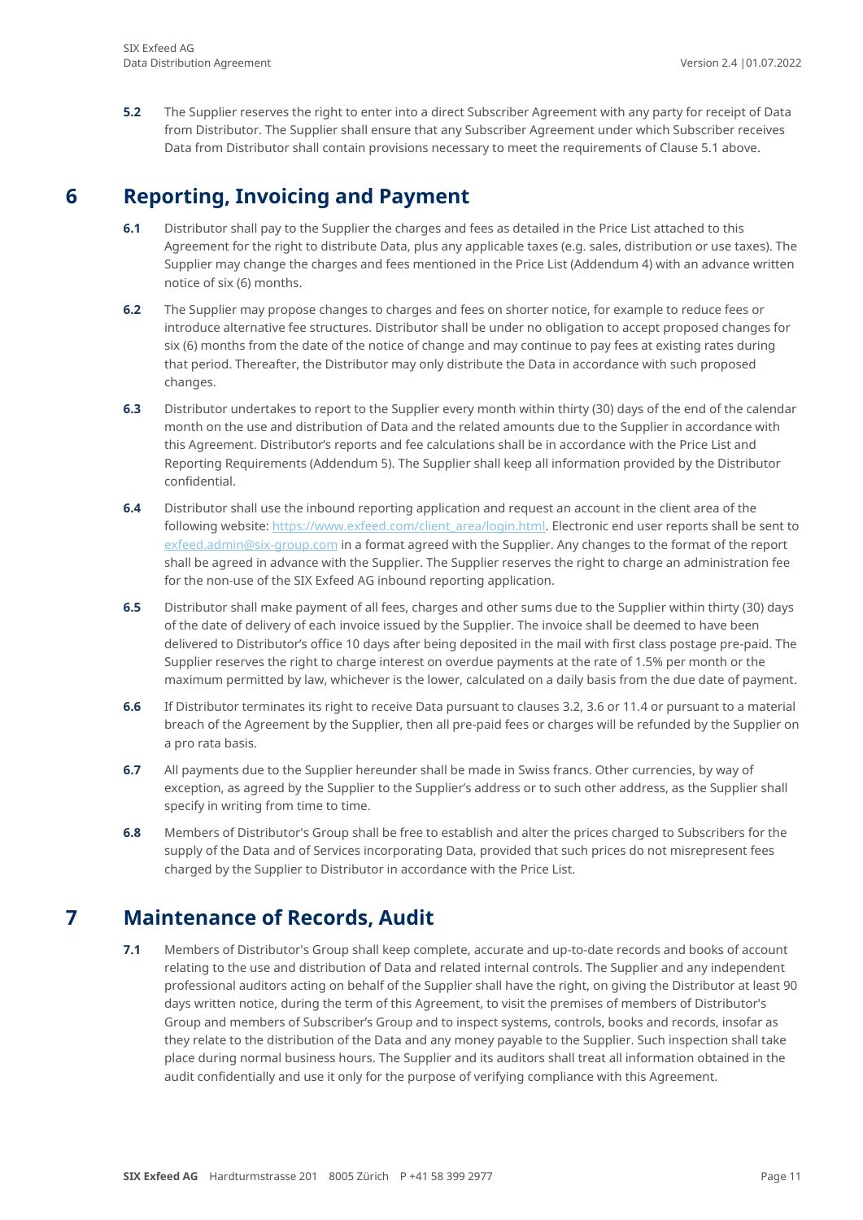**5.2** The Supplier reserves the right to enter into a direct Subscriber Agreement with any party for receipt of Data from Distributor. The Supplier shall ensure that any Subscriber Agreement under which Subscriber receives Data from Distributor shall contain provisions necessary to meet the requirements of Clause 5.1 above.

# 6 Reporting, Invoicing and Payment

**6.1** Distributor shall pay to the Supplier the charges and fees as detailed in the Price List attached to this Agreement for the right to distribute Data, plus any applicable taxes (e.g. sales, distribution or use taxes). The Supplier may change the charges and fees mentioned in the Price List (Addendum 4) with an advance written notice of six (6) months.

**6.2** The Supplier may propose changes to charges and fees on shorter notice, for example to reduce fees or introduce alternative fee structures. Distributor shall be under no obligation to accept proposed changes for six (6) months from the date of the notice of change and may continue to pay fees at existing rates during that period. Thereafter, the Distributor may only distribute the Data in accordance with such proposed changes.

**6.3** Distributor undertakes to report to the Supplier every month within thirty (30) days of the end of the calendar month on the use and distribution of Data and the related amounts due to the Supplier in accordance with this Agreement. Distributor's reports and fee calculations shall be in accordance with the Price List and Reporting Requirements (Addendum 5). The Supplier shall keep all information provided by the Distributor confidential.

**6.4** Distributor shall use the inbound reporting application and request an account in the client area of the following website: https://www.exfeed.com/client_area/login.html. Electronic end user reports shall be sent to exfeed.admin@six-group.com in a format agreed with the Supplier. Any changes to the format of the report shall be agreed in advance with the Supplier. The Supplier reserves the right to charge an administration fee for the non-use of the SIX Exfeed AG inbound reporting application.

**6.5** Distributor shall make payment of all fees, charges and other sums due to the Supplier within thirty (30) days of the date of delivery of each invoice issued by the Supplier. The invoice shall be deemed to have been delivered to Distributor's office 10 days after being deposited in the mail with first class postage pre-paid. The Supplier reserves the right to charge interest on overdue payments at the rate of 1.5% per month or the maximum permitted by law, whichever is the lower, calculated on a daily basis from the due date of payment.

**6.6** If Distributor terminates its right to receive Data pursuant to clauses 3.2, 3.6 or 11.4 or pursuant to a material breach of the Agreement by the Supplier, then all pre-paid fees or charges will be refunded by the Supplier on a pro rata basis.

**6.7** All payments due to the Supplier hereunder shall be made in Swiss francs. Other currencies, by way of exception, as agreed by the Supplier to the Supplier's address or to such other address, as the Supplier shall specify in writing from time to time.

**6.8** Members of Distributor's Group shall be free to establish and alter the prices charged to Subscribers for the supply of the Data and of Services incorporating Data, provided that such prices do not misrepresent fees charged by the Supplier to Distributor in accordance with the Price List.

# 7 Maintenance of Records, Audit

**7.1** Members of Distributor's Group shall keep complete, accurate and up-to-date records and books of account relating to the use and distribution of Data and related internal controls. The Supplier and any independent professional auditors acting on behalf of the Supplier shall have the right, on giving the Distributor at least 90 days written notice, during the term of this Agreement, to visit the premises of members of Distributor's Group and members of Subscriber's Group and to inspect systems, controls, books and records, insofar as they relate to the distribution of the Data and any money payable to the Supplier. Such inspection shall take place during normal business hours. The Supplier and its auditors shall treat all information obtained in the audit confidentially and use it only for the purpose of verifying compliance with this Agreement.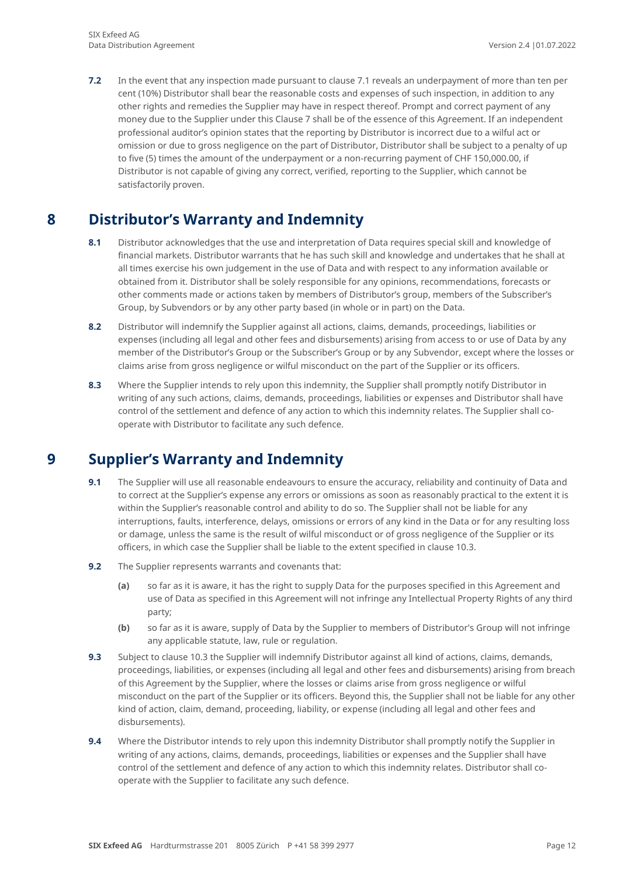**7.2** In the event that any inspection made pursuant to clause 7.1 reveals an underpayment of more than ten per cent (10%) Distributor shall bear the reasonable costs and expenses of such inspection, in addition to any other rights and remedies the Supplier may have in respect thereof. Prompt and correct payment of any money due to the Supplier under this Clause 7 shall be of the essence of this Agreement. If an independent professional auditor's opinion states that the reporting by Distributor is incorrect due to a wilful act or omission or due to gross negligence on the part of Distributor, Distributor shall be subject to a penalty of up to five (5) times the amount of the underpayment or a non-recurring payment of CHF 150,000.00, if Distributor is not capable of giving any correct, verified, reporting to the Supplier, which cannot be satisfactorily proven.

# 8 Distributor's Warranty and Indemnity

**8.1** Distributor acknowledges that the use and interpretation of Data requires special skill and knowledge of financial markets. Distributor warrants that he has such skill and knowledge and undertakes that he shall at all times exercise his own judgement in the use of Data and with respect to any information available or obtained from it. Distributor shall be solely responsible for any opinions, recommendations, forecasts or other comments made or actions taken by members of Distributor's group, members of the Subscriber's Group, by Subvendors or by any other party based (in whole or in part) on the Data.

**8.2** Distributor will indemnify the Supplier against all actions, claims, demands, proceedings, liabilities or expenses (including all legal and other fees and disbursements) arising from access to or use of Data by any member of the Distributor's Group or the Subscriber's Group or by any Subvendor, except where the losses or claims arise from gross negligence or wilful misconduct on the part of the Supplier or its officers.

**8.3** Where the Supplier intends to rely upon this indemnity, the Supplier shall promptly notify Distributor in writing of any such actions, claims, demands, proceedings, liabilities or expenses and Distributor shall have control of the settlement and defence of any action to which this indemnity relates. The Supplier shall co-operate with Distributor to facilitate any such defence.

# 9 Supplier's Warranty and Indemnity

**9.1** The Supplier will use all reasonable endeavours to ensure the accuracy, reliability and continuity of Data and to correct at the Supplier's expense any errors or omissions as soon as reasonably practical to the extent it is within the Supplier's reasonable control and ability to do so. The Supplier shall not be liable for any interruptions, faults, interference, delays, omissions or errors of any kind in the Data or for any resulting loss or damage, unless the same is the result of wilful misconduct or of gross negligence of the Supplier or its officers, in which case the Supplier shall be liable to the extent specified in clause 10.3.

**9.2** The Supplier represents warrants and covenants that:

- **(a)** so far as it is aware, it has the right to supply Data for the purposes specified in this Agreement and use of Data as specified in this Agreement will not infringe any Intellectual Property Rights of any third party;
- **(b)** so far as it is aware, supply of Data by the Supplier to members of Distributor's Group will not infringe any applicable statute, law, rule or regulation.

**9.3** Subject to clause 10.3 the Supplier will indemnify Distributor against all kind of actions, claims, demands, proceedings, liabilities, or expenses (including all legal and other fees and disbursements) arising from breach of this Agreement by the Supplier, where the losses or claims arise from gross negligence or wilful misconduct on the part of the Supplier or its officers. Beyond this, the Supplier shall not be liable for any other kind of action, claim, demand, proceeding, liability, or expense (including all legal and other fees and disbursements).

**9.4** Where the Distributor intends to rely upon this indemnity Distributor shall promptly notify the Supplier in writing of any actions, claims, demands, proceedings, liabilities or expenses and the Supplier shall have control of the settlement and defence of any action to which this indemnity relates. Distributor shall co-operate with the Supplier to facilitate any such defence.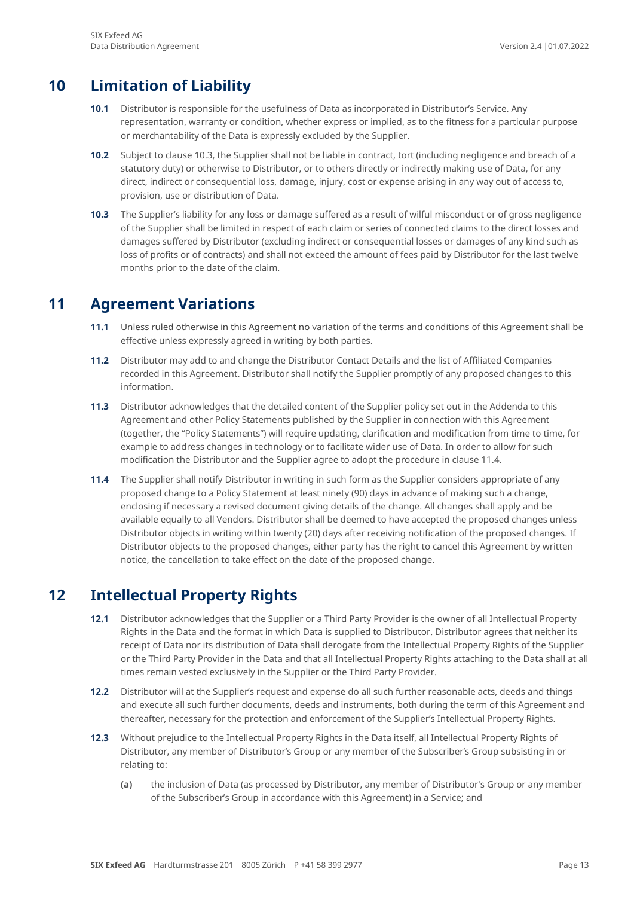# 10 Limitation of Liability

**10.1** Distributor is responsible for the usefulness of Data as incorporated in Distributor's Service. Any representation, warranty or condition, whether express or implied, as to the fitness for a particular purpose or merchantability of the Data is expressly excluded by the Supplier.

**10.2** Subject to clause 10.3, the Supplier shall not be liable in contract, tort (including negligence and breach of a statutory duty) or otherwise to Distributor, or to others directly or indirectly making use of Data, for any direct, indirect or consequential loss, damage, injury, cost or expense arising in any way out of access to, provision, use or distribution of Data.

**10.3** The Supplier's liability for any loss or damage suffered as a result of wilful misconduct or of gross negligence of the Supplier shall be limited in respect of each claim or series of connected claims to the direct losses and damages suffered by Distributor (excluding indirect or consequential losses or damages of any kind such as loss of profits or of contracts) and shall not exceed the amount of fees paid by Distributor for the last twelve months prior to the date of the claim.

# 11 Agreement Variations

**11.1** Unless ruled otherwise in this Agreement no variation of the terms and conditions of this Agreement shall be effective unless expressly agreed in writing by both parties.

**11.2** Distributor may add to and change the Distributor Contact Details and the list of Affiliated Companies recorded in this Agreement. Distributor shall notify the Supplier promptly of any proposed changes to this information.

**11.3** Distributor acknowledges that the detailed content of the Supplier policy set out in the Addenda to this Agreement and other Policy Statements published by the Supplier in connection with this Agreement (together, the "Policy Statements") will require updating, clarification and modification from time to time, for example to address changes in technology or to facilitate wider use of Data. In order to allow for such modification the Distributor and the Supplier agree to adopt the procedure in clause 11.4.

**11.4** The Supplier shall notify Distributor in writing in such form as the Supplier considers appropriate of any proposed change to a Policy Statement at least ninety (90) days in advance of making such a change, enclosing if necessary a revised document giving details of the change. All changes shall apply and be available equally to all Vendors. Distributor shall be deemed to have accepted the proposed changes unless Distributor objects in writing within twenty (20) days after receiving notification of the proposed changes. If Distributor objects to the proposed changes, either party has the right to cancel this Agreement by written notice, the cancellation to take effect on the date of the proposed change.

# 12 Intellectual Property Rights

**12.1** Distributor acknowledges that the Supplier or a Third Party Provider is the owner of all Intellectual Property Rights in the Data and the format in which Data is supplied to Distributor. Distributor agrees that neither its receipt of Data nor its distribution of Data shall derogate from the Intellectual Property Rights of the Supplier or the Third Party Provider in the Data and that all Intellectual Property Rights attaching to the Data shall at all times remain vested exclusively in the Supplier or the Third Party Provider.

**12.2** Distributor will at the Supplier's request and expense do all such further reasonable acts, deeds and things and execute all such further documents, deeds and instruments, both during the term of this Agreement and thereafter, necessary for the protection and enforcement of the Supplier's Intellectual Property Rights.

**12.3** Without prejudice to the Intellectual Property Rights in the Data itself, all Intellectual Property Rights of Distributor, any member of Distributor's Group or any member of the Subscriber's Group subsisting in or relating to:

**(a)** the inclusion of Data (as processed by Distributor, any member of Distributor's Group or any member of the Subscriber's Group in accordance with this Agreement) in a Service; and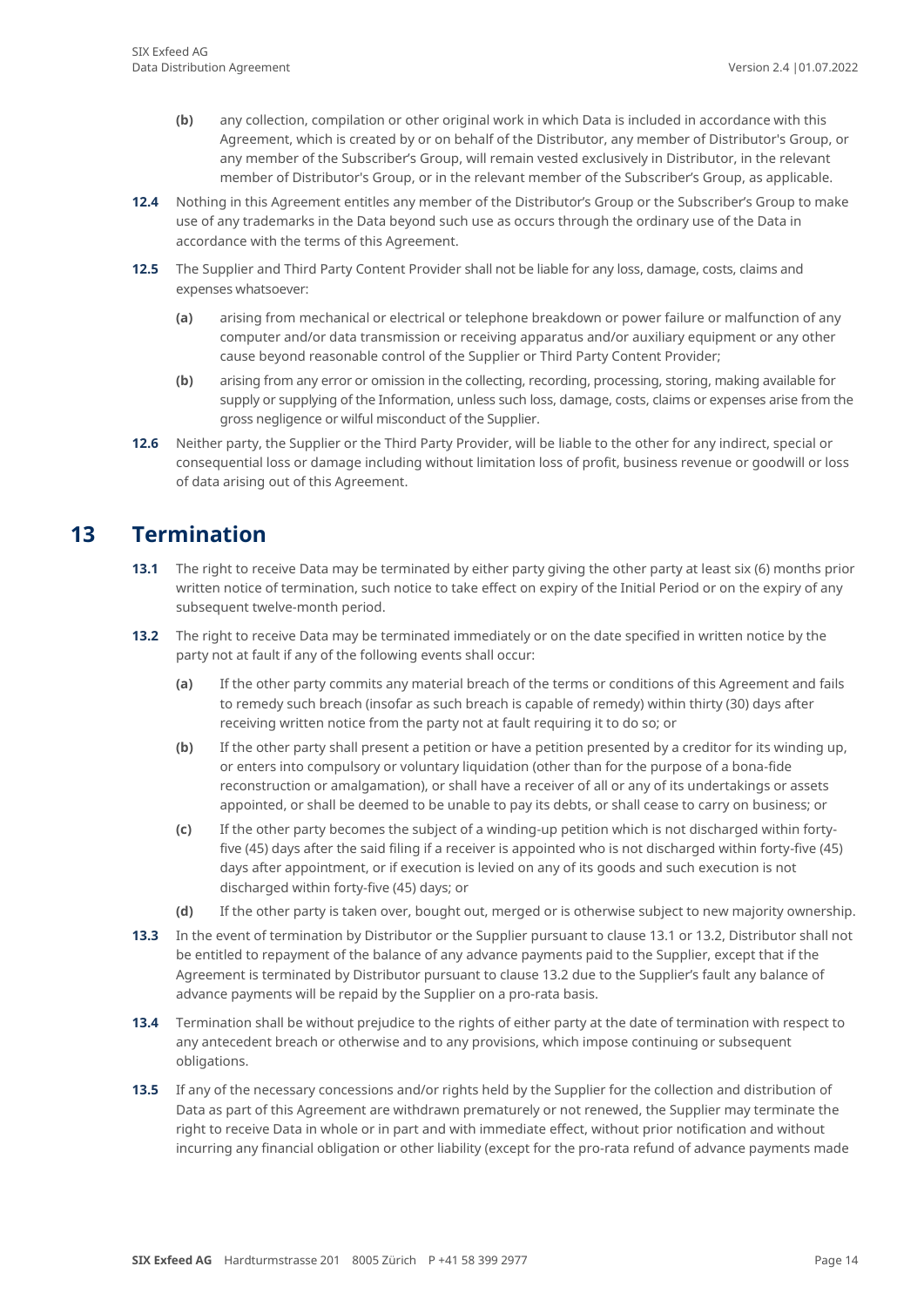- **(b)** any collection, compilation or other original work in which Data is included in accordance with this Agreement, which is created by or on behalf of the Distributor, any member of Distributor's Group, or any member of the Subscriber's Group, will remain vested exclusively in Distributor, in the relevant member of Distributor's Group, or in the relevant member of the Subscriber's Group, as applicable.

**12.4** Nothing in this Agreement entitles any member of the Distributor's Group or the Subscriber's Group to make use of any trademarks in the Data beyond such use as occurs through the ordinary use of the Data in accordance with the terms of this Agreement.

**12.5** The Supplier and Third Party Content Provider shall not be liable for any loss, damage, costs, claims and expenses whatsoever:

- **(a)** arising from mechanical or electrical or telephone breakdown or power failure or malfunction of any computer and/or data transmission or receiving apparatus and/or auxiliary equipment or any other cause beyond reasonable control of the Supplier or Third Party Content Provider;
- **(b)** arising from any error or omission in the collecting, recording, processing, storing, making available for supply or supplying of the Information, unless such loss, damage, costs, claims or expenses arise from the gross negligence or wilful misconduct of the Supplier.

**12.6** Neither party, the Supplier or the Third Party Provider, will be liable to the other for any indirect, special or consequential loss or damage including without limitation loss of profit, business revenue or goodwill or loss of data arising out of this Agreement.

# 13 Termination

**13.1** The right to receive Data may be terminated by either party giving the other party at least six (6) months prior written notice of termination, such notice to take effect on expiry of the Initial Period or on the expiry of any subsequent twelve-month period.

**13.2** The right to receive Data may be terminated immediately or on the date specified in written notice by the party not at fault if any of the following events shall occur:

- **(a)** If the other party commits any material breach of the terms or conditions of this Agreement and fails to remedy such breach (insofar as such breach is capable of remedy) within thirty (30) days after receiving written notice from the party not at fault requiring it to do so; or
- **(b)** If the other party shall present a petition or have a petition presented by a creditor for its winding up, or enters into compulsory or voluntary liquidation (other than for the purpose of a bona-fide reconstruction or amalgamation), or shall have a receiver of all or any of its undertakings or assets appointed, or shall be deemed to be unable to pay its debts, or shall cease to carry on business; or
- **(c)** If the other party becomes the subject of a winding-up petition which is not discharged within forty-five (45) days after the said filing if a receiver is appointed who is not discharged within forty-five (45) days after appointment, or if execution is levied on any of its goods and such execution is not discharged within forty-five (45) days; or
- **(d)** If the other party is taken over, bought out, merged or is otherwise subject to new majority ownership.

**13.3** In the event of termination by Distributor or the Supplier pursuant to clause 13.1 or 13.2, Distributor shall not be entitled to repayment of the balance of any advance payments paid to the Supplier, except that if the Agreement is terminated by Distributor pursuant to clause 13.2 due to the Supplier's fault any balance of advance payments will be repaid by the Supplier on a pro-rata basis.

**13.4** Termination shall be without prejudice to the rights of either party at the date of termination with respect to any antecedent breach or otherwise and to any provisions, which impose continuing or subsequent obligations.

**13.5** If any of the necessary concessions and/or rights held by the Supplier for the collection and distribution of Data as part of this Agreement are withdrawn prematurely or not renewed, the Supplier may terminate the right to receive Data in whole or in part and with immediate effect, without prior notification and without incurring any financial obligation or other liability (except for the pro-rata refund of advance payments made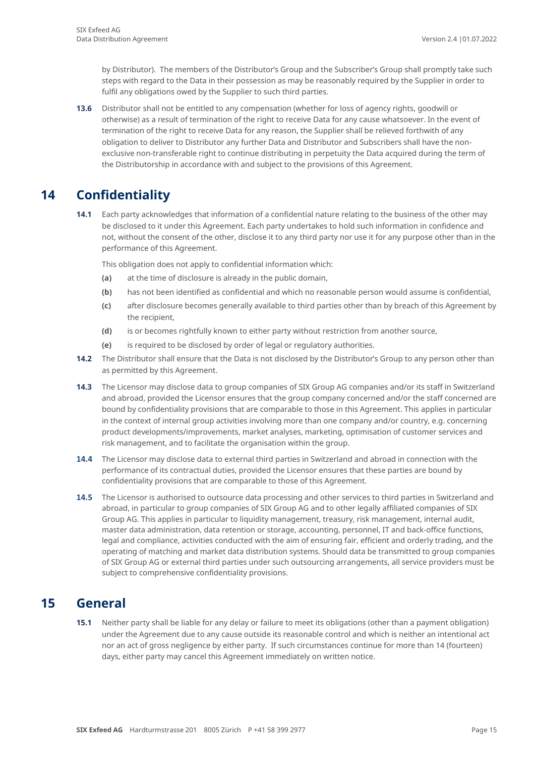by Distributor). The members of the Distributor's Group and the Subscriber's Group shall promptly take such steps with regard to the Data in their possession as may be reasonably required by the Supplier in order to fulfil any obligations owed by the Supplier to such third parties.

**13.6** Distributor shall not be entitled to any compensation (whether for loss of agency rights, goodwill or otherwise) as a result of termination of the right to receive Data for any cause whatsoever. In the event of termination of the right to receive Data for any reason, the Supplier shall be relieved forthwith of any obligation to deliver to Distributor any further Data and Distributor and Subscribers shall have the non-exclusive non-transferable right to continue distributing in perpetuity the Data acquired during the term of the Distributorship in accordance with and subject to the provisions of this Agreement.

# 14 Confidentiality

**14.1** Each party acknowledges that information of a confidential nature relating to the business of the other may be disclosed to it under this Agreement. Each party undertakes to hold such information in confidence and not, without the consent of the other, disclose it to any third party nor use it for any purpose other than in the performance of this Agreement.

This obligation does not apply to confidential information which:

**(a)** at the time of disclosure is already in the public domain,

**(b)** has not been identified as confidential and which no reasonable person would assume is confidential,

**(c)** after disclosure becomes generally available to third parties other than by breach of this Agreement by the recipient,

**(d)** is or becomes rightfully known to either party without restriction from another source,

**(e)** is required to be disclosed by order of legal or regulatory authorities.

**14.2** The Distributor shall ensure that the Data is not disclosed by the Distributor's Group to any person other than as permitted by this Agreement.

**14.3** The Licensor may disclose data to group companies of SIX Group AG companies and/or its staff in Switzerland and abroad, provided the Licensor ensures that the group company concerned and/or the staff concerned are bound by confidentiality provisions that are comparable to those in this Agreement. This applies in particular in the context of internal group activities involving more than one company and/or country, e.g. concerning product developments/improvements, market analyses, marketing, optimisation of customer services and risk management, and to facilitate the organisation within the group.

**14.4** The Licensor may disclose data to external third parties in Switzerland and abroad in connection with the performance of its contractual duties, provided the Licensor ensures that these parties are bound by confidentiality provisions that are comparable to those of this Agreement.

**14.5** The Licensor is authorised to outsource data processing and other services to third parties in Switzerland and abroad, in particular to group companies of SIX Group AG and to other legally affiliated companies of SIX Group AG. This applies in particular to liquidity management, treasury, risk management, internal audit, master data administration, data retention or storage, accounting, personnel, IT and back-office functions, legal and compliance, activities conducted with the aim of ensuring fair, efficient and orderly trading, and the operating of matching and market data distribution systems. Should data be transmitted to group companies of SIX Group AG or external third parties under such outsourcing arrangements, all service providers must be subject to comprehensive confidentiality provisions.

# 15 General

**15.1** Neither party shall be liable for any delay or failure to meet its obligations (other than a payment obligation) under the Agreement due to any cause outside its reasonable control and which is neither an intentional act nor an act of gross negligence by either party. If such circumstances continue for more than 14 (fourteen) days, either party may cancel this Agreement immediately on written notice.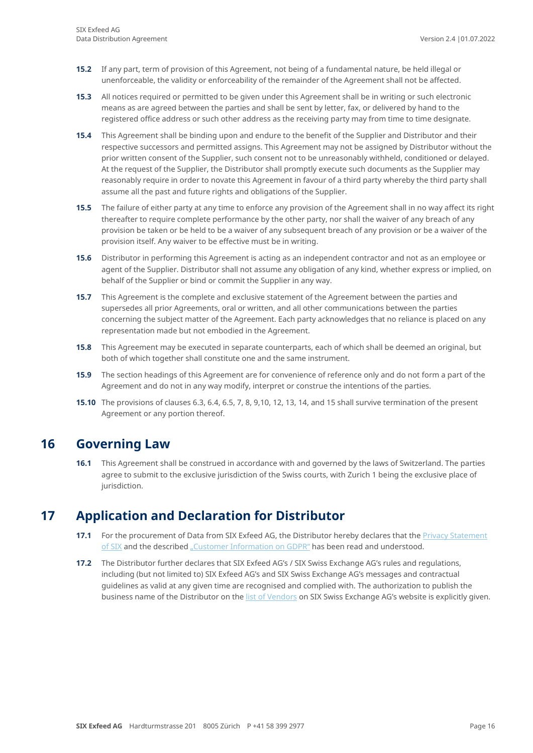**15.2** If any part, term of provision of this Agreement, not being of a fundamental nature, be held illegal or unenforceable, the validity or enforceability of the remainder of the Agreement shall not be affected.

**15.3** All notices required or permitted to be given under this Agreement shall be in writing or such electronic means as are agreed between the parties and shall be sent by letter, fax, or delivered by hand to the registered office address or such other address as the receiving party may from time to time designate.

**15.4** This Agreement shall be binding upon and endure to the benefit of the Supplier and Distributor and their respective successors and permitted assigns. This Agreement may not be assigned by Distributor without the prior written consent of the Supplier, such consent not to be unreasonably withheld, conditioned or delayed. At the request of the Supplier, the Distributor shall promptly execute such documents as the Supplier may reasonably require in order to novate this Agreement in favour of a third party whereby the third party shall assume all the past and future rights and obligations of the Supplier.

**15.5** The failure of either party at any time to enforce any provision of the Agreement shall in no way affect its right thereafter to require complete performance by the other party, nor shall the waiver of any breach of any provision be taken or be held to be a waiver of any subsequent breach of any provision or be a waiver of the provision itself. Any waiver to be effective must be in writing.

**15.6** Distributor in performing this Agreement is acting as an independent contractor and not as an employee or agent of the Supplier. Distributor shall not assume any obligation of any kind, whether express or implied, on behalf of the Supplier or bind or commit the Supplier in any way.

**15.7** This Agreement is the complete and exclusive statement of the Agreement between the parties and supersedes all prior Agreements, oral or written, and all other communications between the parties concerning the subject matter of the Agreement. Each party acknowledges that no reliance is placed on any representation made but not embodied in the Agreement.

**15.8** This Agreement may be executed in separate counterparts, each of which shall be deemed an original, but both of which together shall constitute one and the same instrument.

**15.9** The section headings of this Agreement are for convenience of reference only and do not form a part of the Agreement and do not in any way modify, interpret or construe the intentions of the parties.

**15.10** The provisions of clauses 6.3, 6.4, 6.5, 7, 8, 9,10, 12, 13, 14, and 15 shall survive termination of the present Agreement or any portion thereof.

# 16 Governing Law

**16.1** This Agreement shall be construed in accordance with and governed by the laws of Switzerland. The parties agree to submit to the exclusive jurisdiction of the Swiss courts, with Zurich 1 being the exclusive place of jurisdiction.

# 17 Application and Declaration for Distributor

**17.1** For the procurement of Data from SIX Exfeed AG, the Distributor hereby declares that the Privacy Statement of SIX and the described „Customer Information on GDPR“ has been read and understood.

**17.2** The Distributor further declares that SIX Exfeed AG's / SIX Swiss Exchange AG's rules and regulations, including (but not limited to) SIX Exfeed AG's and SIX Swiss Exchange AG's messages and contractual guidelines as valid at any given time are recognised and complied with. The authorization to publish the business name of the Distributor on the list of Vendors on SIX Swiss Exchange AG's website is explicitly given.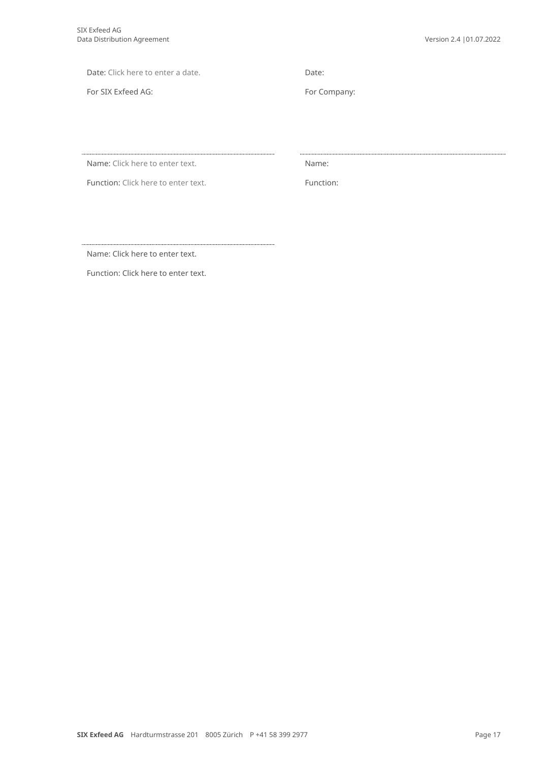| Date: Click here to enter a date. | Date: |
| --- | --- |
| For SIX Exfeed AG: | For Company: |
| | |
| Name: Click here to enter text. | Name: |
| Function: Click here to enter text. | Function: |
| | |
| Name: Click here to enter text. | |
| Function: Click here to enter text. | |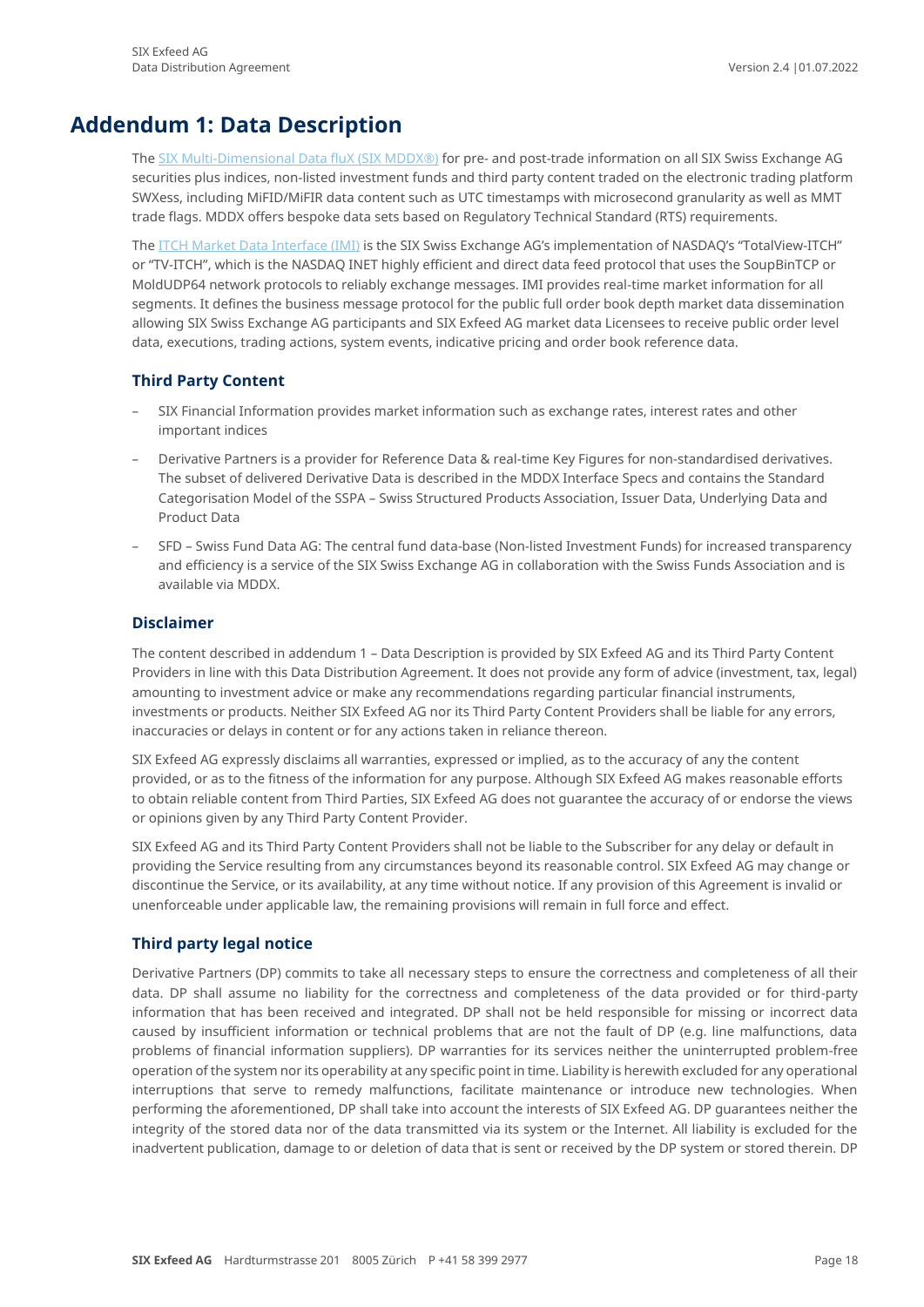# Addendum 1: Data Description

The SIX Multi-Dimensional Data fluX (SIX MDDX®) for pre- and post-trade information on all SIX Swiss Exchange AG securities plus indices, non-listed investment funds and third party content traded on the electronic trading platform SWXess, including MiFID/MiFIR data content such as UTC timestamps with microsecond granularity as well as MMT trade flags. MDDX offers bespoke data sets based on Regulatory Technical Standard (RTS) requirements.

The ITCH Market Data Interface (IMI) is the SIX Swiss Exchange AG's implementation of NASDAQ's "TotalView-ITCH" or "TV-ITCH", which is the NASDAQ INET highly efficient and direct data feed protocol that uses the SoupBinTCP or MoldUDP64 network protocols to reliably exchange messages. IMI provides real-time market information for all segments. It defines the business message protocol for the public full order book depth market data dissemination allowing SIX Swiss Exchange AG participants and SIX Exfeed AG market data Licensees to receive public order level data, executions, trading actions, system events, indicative pricing and order book reference data.

### Third Party Content

- SIX Financial Information provides market information such as exchange rates, interest rates and other important indices
- Derivative Partners is a provider for Reference Data & real-time Key Figures for non-standardised derivatives. The subset of delivered Derivative Data is described in the MDDX Interface Specs and contains the Standard Categorisation Model of the SSPA – Swiss Structured Products Association, Issuer Data, Underlying Data and Product Data
- SFD – Swiss Fund Data AG: The central fund data-base (Non-listed Investment Funds) for increased transparency and efficiency is a service of the SIX Swiss Exchange AG in collaboration with the Swiss Funds Association and is available via MDDX.

### Disclaimer

The content described in addendum 1 – Data Description is provided by SIX Exfeed AG and its Third Party Content Providers in line with this Data Distribution Agreement. It does not provide any form of advice (investment, tax, legal) amounting to investment advice or make any recommendations regarding particular financial instruments, investments or products. Neither SIX Exfeed AG nor its Third Party Content Providers shall be liable for any errors, inaccuracies or delays in content or for any actions taken in reliance thereon.

SIX Exfeed AG expressly disclaims all warranties, expressed or implied, as to the accuracy of any the content provided, or as to the fitness of the information for any purpose. Although SIX Exfeed AG makes reasonable efforts to obtain reliable content from Third Parties, SIX Exfeed AG does not guarantee the accuracy of or endorse the views or opinions given by any Third Party Content Provider.

SIX Exfeed AG and its Third Party Content Providers shall not be liable to the Subscriber for any delay or default in providing the Service resulting from any circumstances beyond its reasonable control. SIX Exfeed AG may change or discontinue the Service, or its availability, at any time without notice. If any provision of this Agreement is invalid or unenforceable under applicable law, the remaining provisions will remain in full force and effect.

### Third party legal notice

Derivative Partners (DP) commits to take all necessary steps to ensure the correctness and completeness of all their data. DP shall assume no liability for the correctness and completeness of the data provided or for third-party information that has been received and integrated. DP shall not be held responsible for missing or incorrect data caused by insufficient information or technical problems that are not the fault of DP (e.g. line malfunctions, data problems of financial information suppliers). DP warranties for its services neither the uninterrupted problem-free operation of the system nor its operability at any specific point in time. Liability is herewith excluded for any operational interruptions that serve to remedy malfunctions, facilitate maintenance or introduce new technologies. When performing the aforementioned, DP shall take into account the interests of SIX Exfeed AG. DP guarantees neither the integrity of the stored data nor of the data transmitted via its system or the Internet. All liability is excluded for the inadvertent publication, damage to or deletion of data that is sent or received by the DP system or stored therein. DP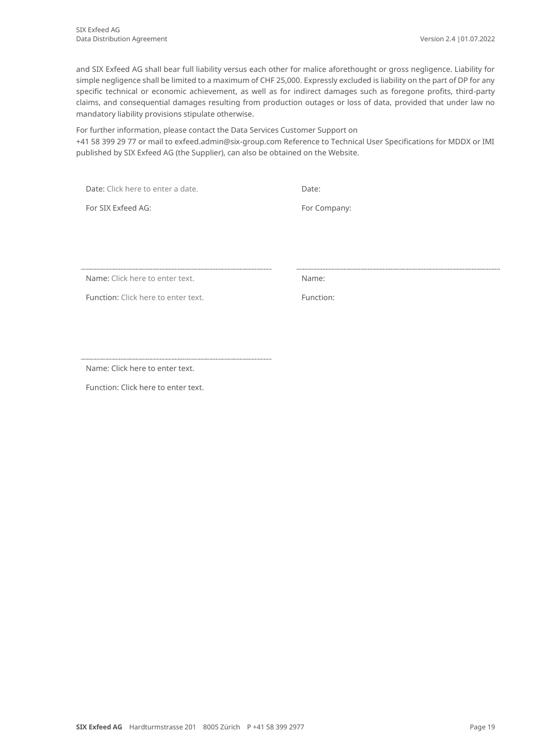and SIX Exfeed AG shall bear full liability versus each other for malice aforethought or gross negligence. Liability for simple negligence shall be limited to a maximum of CHF 25,000. Expressly excluded is liability on the part of DP for any specific technical or economic achievement, as well as for indirect damages such as foregone profits, third-party claims, and consequential damages resulting from production outages or loss of data, provided that under law no mandatory liability provisions stipulate otherwise.

For further information, please contact the Data Services Customer Support on
+41 58 399 29 77 or mail to exfeed.admin@six-group.com Reference to Technical User Specifications for MDDX or IMI published by SIX Exfeed AG (the Supplier), can also be obtained on the Website.

| | |
|---|---|
| Date: Click here to enter a date. | Date: |
| For SIX Exfeed AG: | For Company: |
| ............................................................ | ............................................................ |
| Name: Click here to enter text. | Name: |
| Function: Click here to enter text. | Function: |
| ............................................................ | |
| Name: Click here to enter text. | |
| Function: Click here to enter text. | |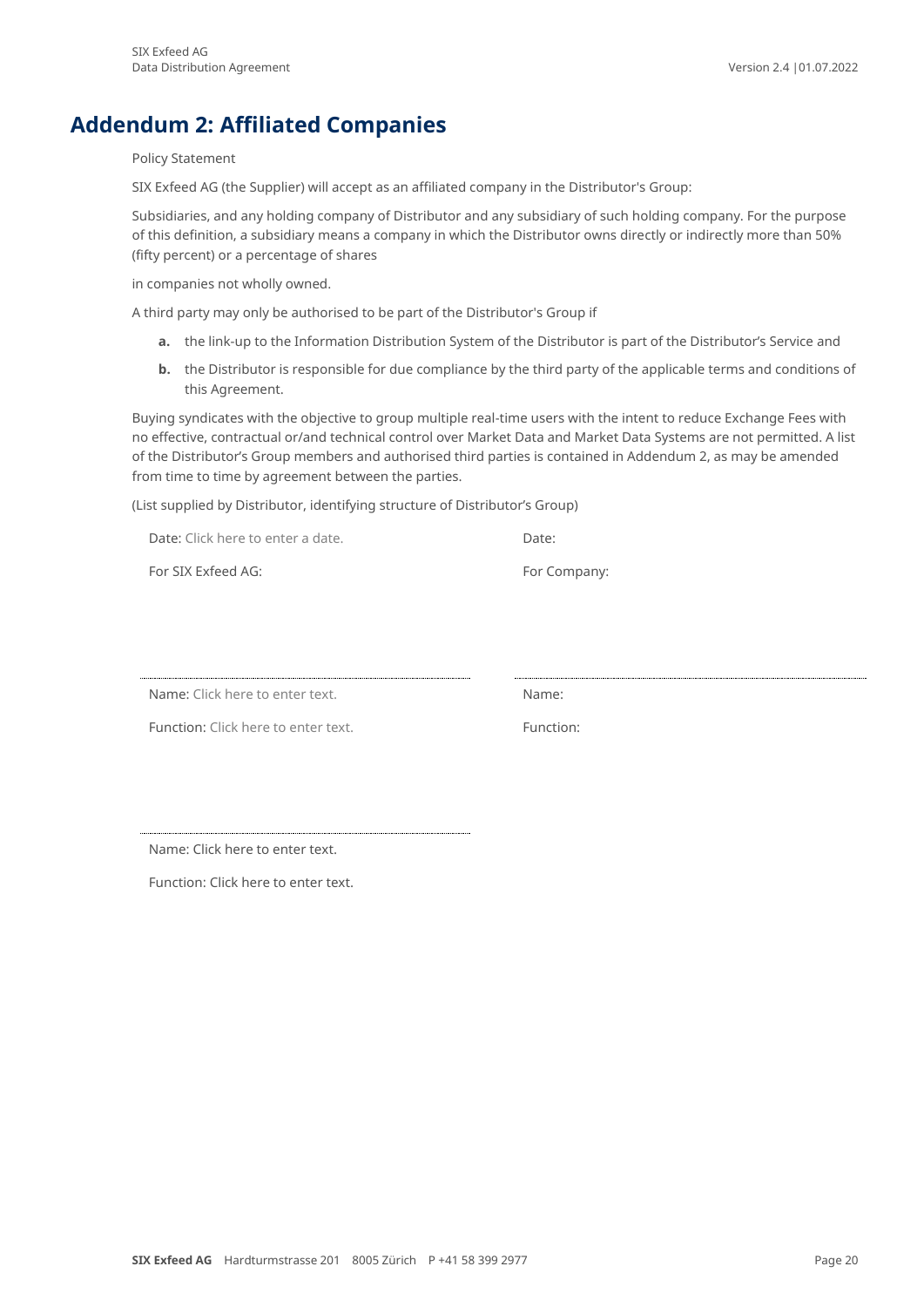# Addendum 2: Affiliated Companies

Policy Statement

SIX Exfeed AG (the Supplier) will accept as an affiliated company in the Distributor's Group:

Subsidiaries, and any holding company of Distributor and any subsidiary of such holding company. For the purpose of this definition, a subsidiary means a company in which the Distributor owns directly or indirectly more than 50% (fifty percent) or a percentage of shares

in companies not wholly owned.

A third party may only be authorised to be part of the Distributor's Group if

**a.** the link-up to the Information Distribution System of the Distributor is part of the Distributor's Service and

**b.** the Distributor is responsible for due compliance by the third party of the applicable terms and conditions of this Agreement.

Buying syndicates with the objective to group multiple real-time users with the intent to reduce Exchange Fees with no effective, contractual or/and technical control over Market Data and Market Data Systems are not permitted. A list of the Distributor's Group members and authorised third parties is contained in Addendum 2, as may be amended from time to time by agreement between the parties.

(List supplied by Distributor, identifying structure of Distributor's Group)

Date: Click here to enter a date.

For SIX Exfeed AG:

Name: Click here to enter text.

Function: Click here to enter text.

Name: Click here to enter text.

Function: Click here to enter text.

Date:

For Company:

Name:

Function: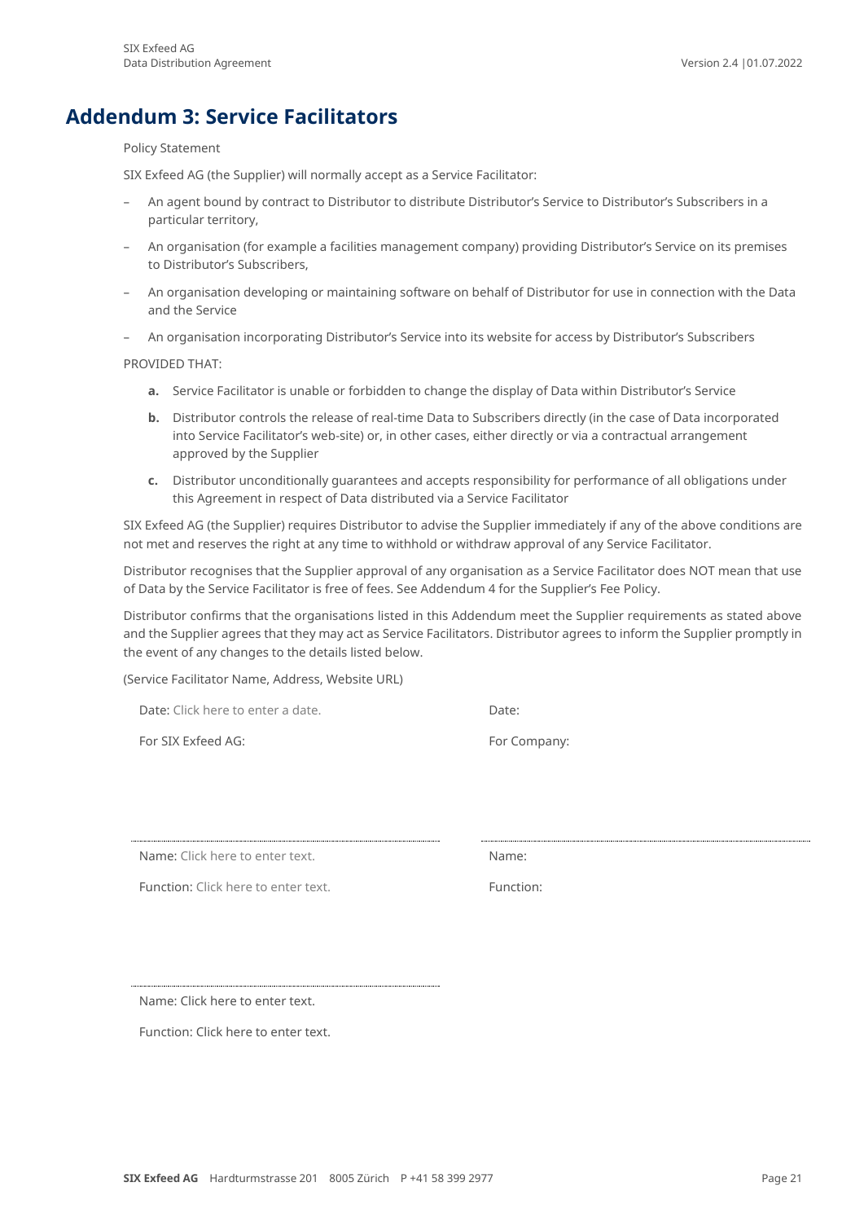# Addendum 3: Service Facilitators

Policy Statement

SIX Exfeed AG (the Supplier) will normally accept as a Service Facilitator:

- An agent bound by contract to Distributor to distribute Distributor's Service to Distributor's Subscribers in a particular territory,
- An organisation (for example a facilities management company) providing Distributor's Service on its premises to Distributor's Subscribers,
- An organisation developing or maintaining software on behalf of Distributor for use in connection with the Data and the Service
- An organisation incorporating Distributor's Service into its website for access by Distributor's Subscribers

PROVIDED THAT:

**a.** Service Facilitator is unable or forbidden to change the display of Data within Distributor's Service

**b.** Distributor controls the release of real-time Data to Subscribers directly (in the case of Data incorporated into Service Facilitator's web-site) or, in other cases, either directly or via a contractual arrangement approved by the Supplier

**c.** Distributor unconditionally guarantees and accepts responsibility for performance of all obligations under this Agreement in respect of Data distributed via a Service Facilitator

SIX Exfeed AG (the Supplier) requires Distributor to advise the Supplier immediately if any of the above conditions are not met and reserves the right at any time to withhold or withdraw approval of any Service Facilitator.

Distributor recognises that the Supplier approval of any organisation as a Service Facilitator does NOT mean that use of Data by the Service Facilitator is free of fees. See Addendum 4 for the Supplier's Fee Policy.

Distributor confirms that the organisations listed in this Addendum meet the Supplier requirements as stated above and the Supplier agrees that they may act as Service Facilitators. Distributor agrees to inform the Supplier promptly in the event of any changes to the details listed below.

(Service Facilitator Name, Address, Website URL)

| | |
|---|---|
| Date: Click here to enter a date. | Date: |
| For SIX Exfeed AG: | For Company: |
| | |
| ................................................ | ................................................ |
| Name: Click here to enter text. | Name: |
| Function: Click here to enter text. | Function: |
| | |
| ................................................ | |
| Name: Click here to enter text. | |
| Function: Click here to enter text. | |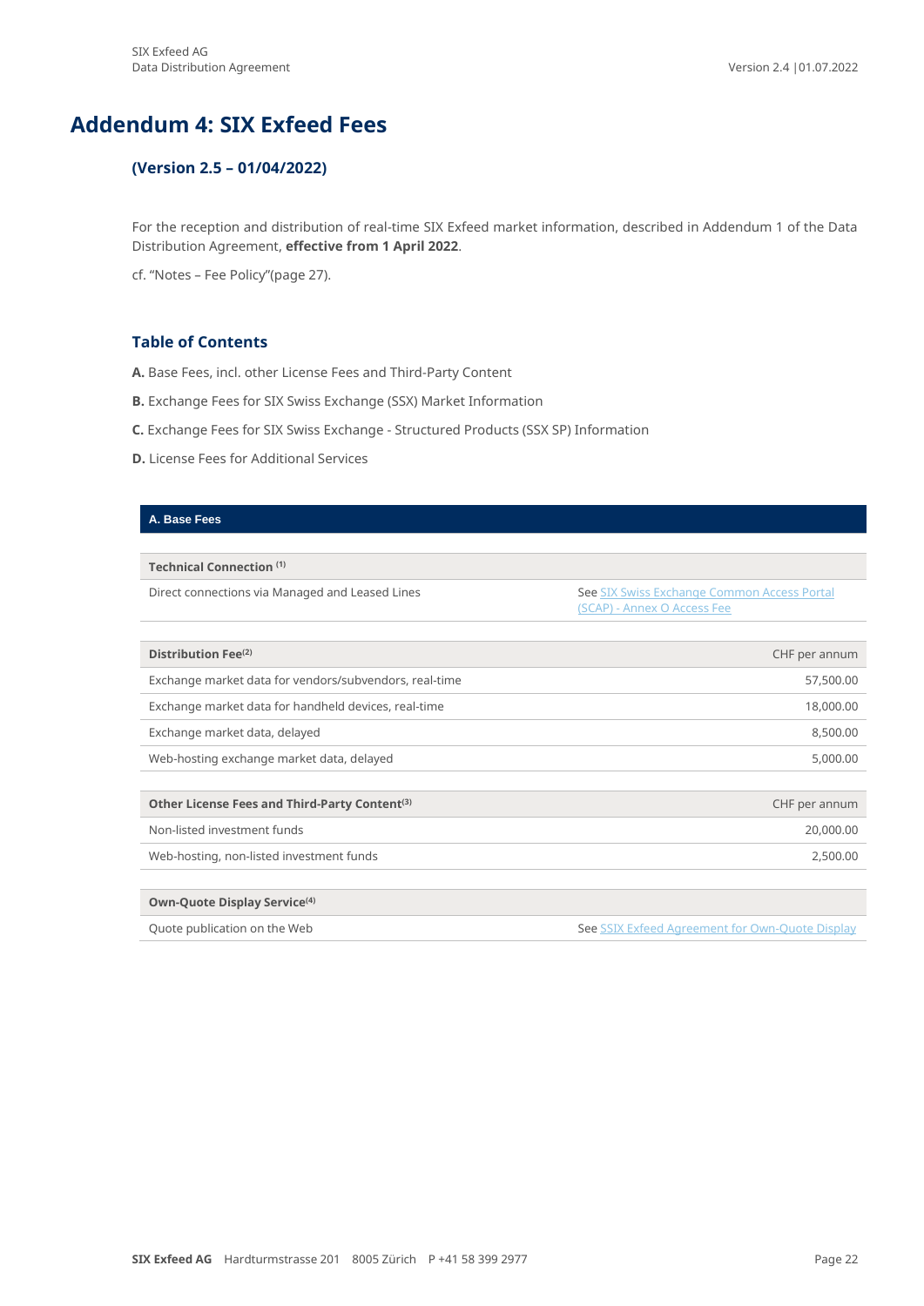# Addendum 4: SIX Exfeed Fees

### (Version 2.5 – 01/04/2022)

For the reception and distribution of real-time SIX Exfeed market information, described in Addendum 1 of the Data Distribution Agreement, **effective from 1 April 2022**.

cf. "Notes – Fee Policy"(page 27).

### Table of Contents

**A.** Base Fees, incl. other License Fees and Third-Party Content

**B.** Exchange Fees for SIX Swiss Exchange (SSX) Market Information

**C.** Exchange Fees for SIX Swiss Exchange - Structured Products (SSX SP) Information

**D.** License Fees for Additional Services

| A. Base Fees | |
|---|---|
| **Technical Connection** [1] | |
| Direct connections via Managed and Leased Lines | See SIX Swiss Exchange Common Access Portal (SCAP) - Annex O Access Fee |
| **Distribution Fee**[2] | CHF per annum |
| Exchange market data for vendors/subvendors, real-time | 57,500.00 |
| Exchange market data for handheld devices, real-time | 18,000.00 |
| Exchange market data, delayed | 8,500.00 |
| Web-hosting exchange market data, delayed | 5,000.00 |
| **Other License Fees and Third-Party Content**[3] | CHF per annum |
| Non-listed investment funds | 20,000.00 |
| Web-hosting, non-listed investment funds | 2,500.00 |
| **Own-Quote Display Service**[4] | |
| Quote publication on the Web | See SSIX Exfeed Agreement for Own-Quote Display |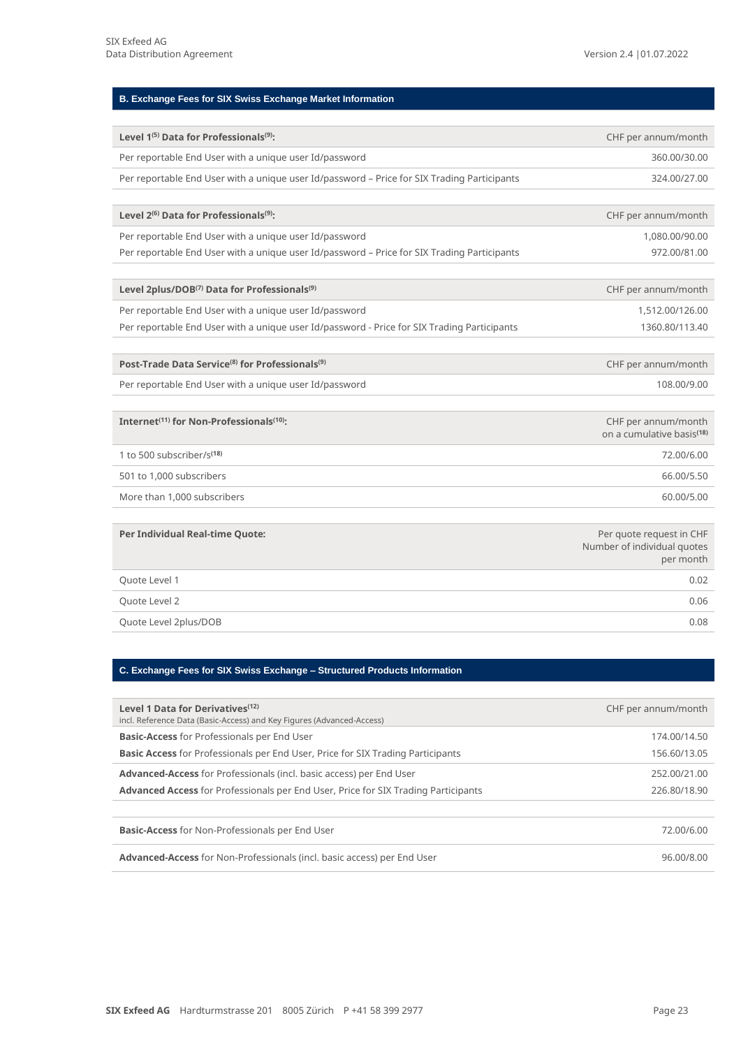## B. Exchange Fees for SIX Swiss Exchange Market Information

| Level 1[5] Data for Professionals[9]: | CHF per annum/month |
|---|---|
| Per reportable End User with a unique user Id/password | 360.00/30.00 |
| Per reportable End User with a unique user Id/password – Price for SIX Trading Participants | 324.00/27.00 |

| Level 2[6] Data for Professionals[9]: | CHF per annum/month |
|---|---|
| Per reportable End User with a unique user Id/password | 1,080.00/90.00 |
| Per reportable End User with a unique user Id/password – Price for SIX Trading Participants | 972.00/81.00 |

| Level 2plus/DOB[7] Data for Professionals[9] | CHF per annum/month |
|---|---|
| Per reportable End User with a unique user Id/password | 1,512.00/126.00 |
| Per reportable End User with a unique user Id/password - Price for SIX Trading Participants | 1360.80/113.40 |

| Post-Trade Data Service[8] for Professionals[9] | CHF per annum/month |
|---|---|
| Per reportable End User with a unique user Id/password | 108.00/9.00 |

| Internet[11] for Non-Professionals[10]: | CHF per annum/month on a cumulative basis[18] |
|---|---|
| 1 to 500 subscriber/s[18] | 72.00/6.00 |
| 501 to 1,000 subscribers | 66.00/5.50 |
| More than 1,000 subscribers | 60.00/5.00 |

| Per Individual Real-time Quote: | Per quote request in CHF Number of individual quotes per month |
|---|---|
| Quote Level 1 | 0.02 |
| Quote Level 2 | 0.06 |
| Quote Level 2plus/DOB | 0.08 |

## C. Exchange Fees for SIX Swiss Exchange – Structured Products Information

| Level 1 Data for Derivatives[12] incl. Reference Data (Basic-Access) and Key Figures (Advanced-Access) | CHF per annum/month |
|---|---|
| **Basic-Access** for Professionals per End User | 174.00/14.50 |
| **Basic Access** for Professionals per End User, Price for SIX Trading Participants | 156.60/13.05 |
| **Advanced-Access** for Professionals (incl. basic access) per End User | 252.00/21.00 |
| **Advanced Access** for Professionals per End User, Price for SIX Trading Participants | 226.80/18.90 |
| **Basic-Access** for Non-Professionals per End User | 72.00/6.00 |
| **Advanced-Access** for Non-Professionals (incl. basic access) per End User | 96.00/8.00 |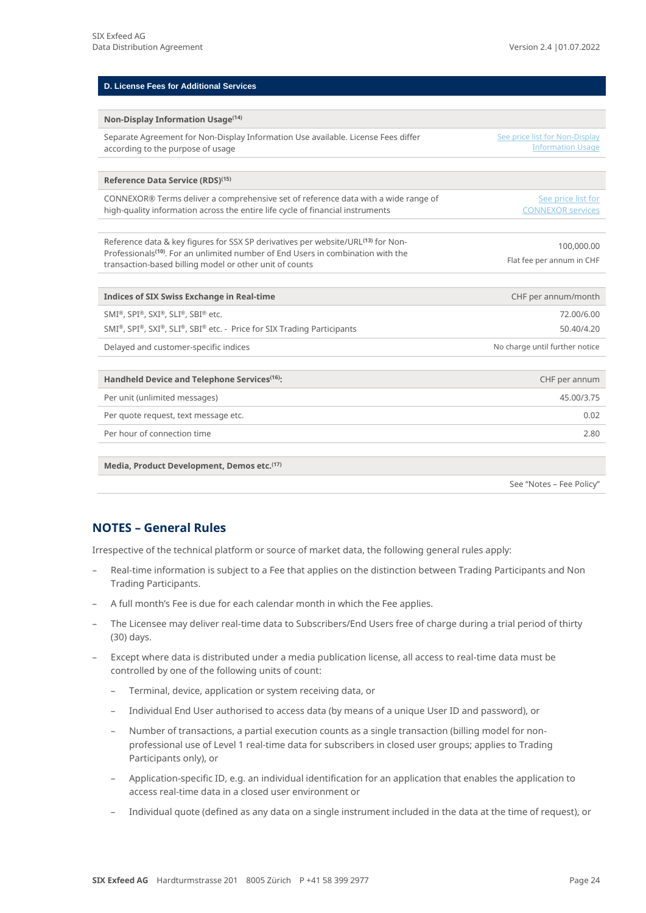## D. License Fees for Additional Services

| Non-Display Information Usage[14] | |
|---|---|
| Separate Agreement for Non-Display Information Use available. License Fees differ according to the purpose of usage | See price list for Non-Display Information Usage |

| Reference Data Service (RDS)[15] | |
|---|---|
| CONNEXOR® Terms deliver a comprehensive set of reference data with a wide range of high-quality information across the entire life cycle of financial instruments | See price list for CONNEXOR services |
| Reference data & key figures for SSX SP derivatives per website/URL[13] for Non-Professionals[10]. For an unlimited number of End Users in combination with the transaction-based billing model or other unit of counts | 100,000.00 Flat fee per annum in CHF |

| Indices of SIX Swiss Exchange in Real-time | CHF per annum/month |
|---|---|
| SMI®, SPI®, SXI®, SLI®, SBI® etc. | 72.00/6.00 |
| SMI®, SPI®, SXI®, SLI®, SBI® etc. - Price for SIX Trading Participants | 50.40/4.20 |
| Delayed and customer-specific indices | No charge until further notice |

| Handheld Device and Telephone Services[16]: | CHF per annum |
|---|---|
| Per unit (unlimited messages) | 45.00/3.75 |
| Per quote request, text message etc. | 0.02 |
| Per hour of connection time | 2.80 |

| Media, Product Development, Demos etc.[17] | |
|---|---|
| | See "Notes – Fee Policy" |

## NOTES – General Rules

Irrespective of the technical platform or source of market data, the following general rules apply:

- Real-time information is subject to a Fee that applies on the distinction between Trading Participants and Non Trading Participants.
- A full month's Fee is due for each calendar month in which the Fee applies.
- The Licensee may deliver real-time data to Subscribers/End Users free of charge during a trial period of thirty (30) days.
- Except where data is distributed under a media publication license, all access to real-time data must be controlled by one of the following units of count:
  - Terminal, device, application or system receiving data, or
  - Individual End User authorised to access data (by means of a unique User ID and password), or
  - Number of transactions, a partial execution counts as a single transaction (billing model for non-professional use of Level 1 real-time data for subscribers in closed user groups; applies to Trading Participants only), or
  - Application-specific ID, e.g. an individual identification for an application that enables the application to access real-time data in a closed user environment or
  - Individual quote (defined as any data on a single instrument included in the data at the time of request), or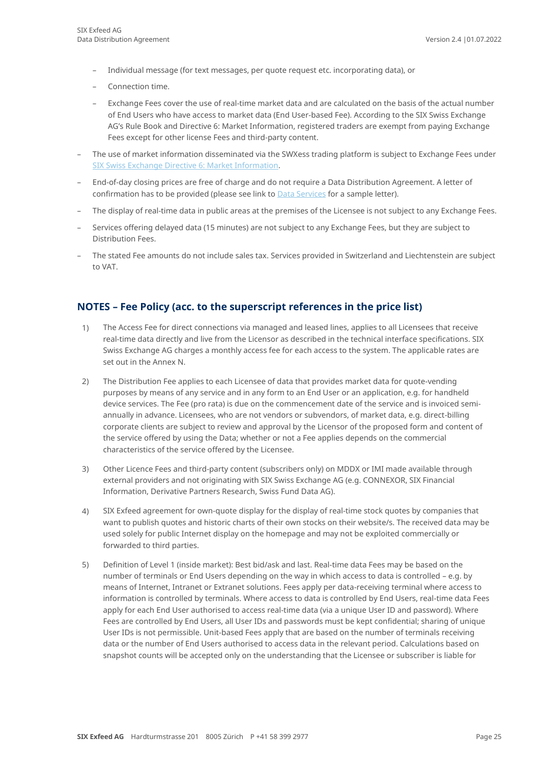- Individual message (for text messages, per quote request etc. incorporating data), or
  - Connection time.
  - Exchange Fees cover the use of real-time market data and are calculated on the basis of the actual number of End Users who have access to market data (End User-based Fee). According to the SIX Swiss Exchange AG's Rule Book and Directive 6: Market Information, registered traders are exempt from paying Exchange Fees except for other license Fees and third-party content.
- The use of market information disseminated via the SWXess trading platform is subject to Exchange Fees under SIX Swiss Exchange Directive 6: Market Information.
- End-of-day closing prices are free of charge and do not require a Data Distribution Agreement. A letter of confirmation has to be provided (please see link to Data Services for a sample letter).
- The display of real-time data in public areas at the premises of the Licensee is not subject to any Exchange Fees.
- Services offering delayed data (15 minutes) are not subject to any Exchange Fees, but they are subject to Distribution Fees.
- The stated Fee amounts do not include sales tax. Services provided in Switzerland and Liechtenstein are subject to VAT.

## NOTES – Fee Policy (acc. to the superscript references in the price list)

1) The Access Fee for direct connections via managed and leased lines, applies to all Licensees that receive real-time data directly and live from the Licensor as described in the technical interface specifications. SIX Swiss Exchange AG charges a monthly access fee for each access to the system. The applicable rates are set out in the Annex N.

2) The Distribution Fee applies to each Licensee of data that provides market data for quote-vending purposes by means of any service and in any form to an End User or an application, e.g. for handheld device services. The Fee (pro rata) is due on the commencement date of the service and is invoiced semi-annually in advance. Licensees, who are not vendors or subvendors, of market data, e.g. direct-billing corporate clients are subject to review and approval by the Licensor of the proposed form and content of the service offered by using the Data; whether or not a Fee applies depends on the commercial characteristics of the service offered by the Licensee.

3) Other Licence Fees and third-party content (subscribers only) on MDDX or IMI made available through external providers and not originating with SIX Swiss Exchange AG (e.g. CONNEXOR, SIX Financial Information, Derivative Partners Research, Swiss Fund Data AG).

4) SIX Exfeed agreement for own-quote display for the display of real-time stock quotes by companies that want to publish quotes and historic charts of their own stocks on their website/s. The received data may be used solely for public Internet display on the homepage and may not be exploited commercially or forwarded to third parties.

5) Definition of Level 1 (inside market): Best bid/ask and last. Real-time data Fees may be based on the number of terminals or End Users depending on the way in which access to data is controlled – e.g. by means of Internet, Intranet or Extranet solutions. Fees apply per data-receiving terminal where access to information is controlled by terminals. Where access to data is controlled by End Users, real-time data Fees apply for each End User authorised to access real-time data (via a unique User ID and password). Where Fees are controlled by End Users, all User IDs and passwords must be kept confidential; sharing of unique User IDs is not permissible. Unit-based Fees apply that are based on the number of terminals receiving data or the number of End Users authorised to access data in the relevant period. Calculations based on snapshot counts will be accepted only on the understanding that the Licensee or subscriber is liable for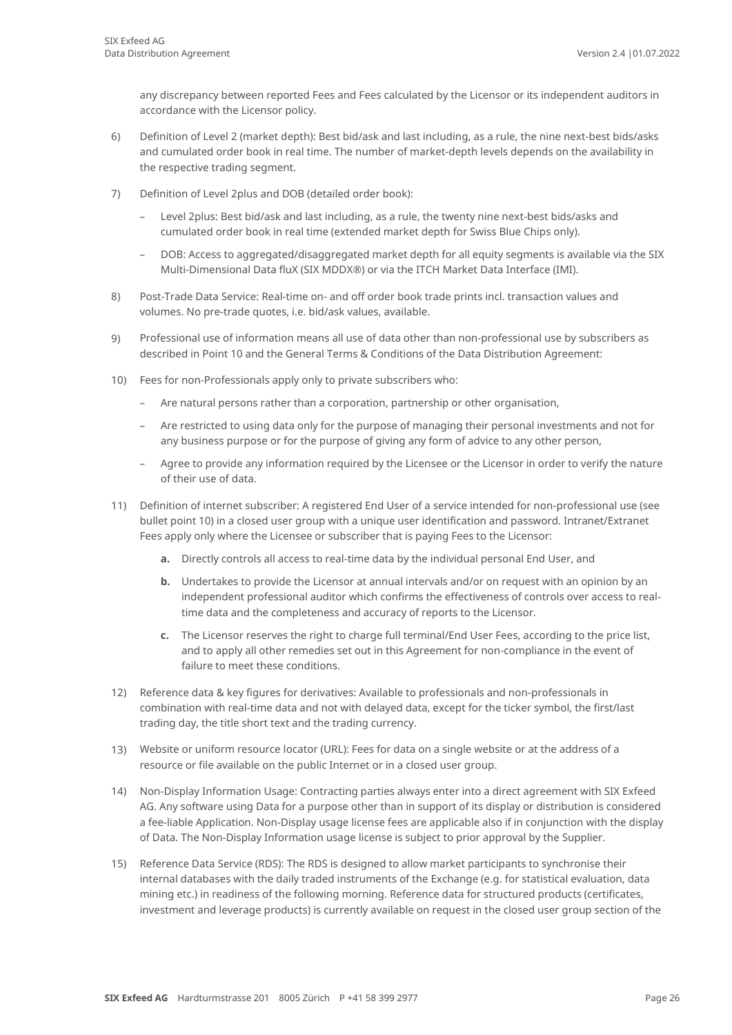any discrepancy between reported Fees and Fees calculated by the Licensor or its independent auditors in accordance with the Licensor policy.

6) Definition of Level 2 (market depth): Best bid/ask and last including, as a rule, the nine next-best bids/asks and cumulated order book in real time. The number of market-depth levels depends on the availability in the respective trading segment.

7) Definition of Level 2plus and DOB (detailed order book):

   – Level 2plus: Best bid/ask and last including, as a rule, the twenty nine next-best bids/asks and cumulated order book in real time (extended market depth for Swiss Blue Chips only).

   – DOB: Access to aggregated/disaggregated market depth for all equity segments is available via the SIX Multi-Dimensional Data fluX (SIX MDDX®) or via the ITCH Market Data Interface (IMI).

8) Post-Trade Data Service: Real-time on- and off order book trade prints incl. transaction values and volumes. No pre-trade quotes, i.e. bid/ask values, available.

9) Professional use of information means all use of data other than non-professional use by subscribers as described in Point 10 and the General Terms & Conditions of the Data Distribution Agreement:

10) Fees for non-Professionals apply only to private subscribers who:

   – Are natural persons rather than a corporation, partnership or other organisation,

   – Are restricted to using data only for the purpose of managing their personal investments and not for any business purpose or for the purpose of giving any form of advice to any other person,

   – Agree to provide any information required by the Licensee or the Licensor in order to verify the nature of their use of data.

11) Definition of internet subscriber: A registered End User of a service intended for non-professional use (see bullet point 10) in a closed user group with a unique user identification and password. Intranet/Extranet Fees apply only where the Licensee or subscriber that is paying Fees to the Licensor:

   **a.** Directly controls all access to real-time data by the individual personal End User, and

   **b.** Undertakes to provide the Licensor at annual intervals and/or on request with an opinion by an independent professional auditor which confirms the effectiveness of controls over access to real-time data and the completeness and accuracy of reports to the Licensor.

   **c.** The Licensor reserves the right to charge full terminal/End User Fees, according to the price list, and to apply all other remedies set out in this Agreement for non-compliance in the event of failure to meet these conditions.

12) Reference data & key figures for derivatives: Available to professionals and non-professionals in combination with real-time data and not with delayed data, except for the ticker symbol, the first/last trading day, the title short text and the trading currency.

13) Website or uniform resource locator (URL): Fees for data on a single website or at the address of a resource or file available on the public Internet or in a closed user group.

14) Non-Display Information Usage: Contracting parties always enter into a direct agreement with SIX Exfeed AG. Any software using Data for a purpose other than in support of its display or distribution is considered a fee-liable Application. Non-Display usage license fees are applicable also if in conjunction with the display of Data. The Non-Display Information usage license is subject to prior approval by the Supplier.

15) Reference Data Service (RDS): The RDS is designed to allow market participants to synchronise their internal databases with the daily traded instruments of the Exchange (e.g. for statistical evaluation, data mining etc.) in readiness of the following morning. Reference data for structured products (certificates, investment and leverage products) is currently available on request in the closed user group section of the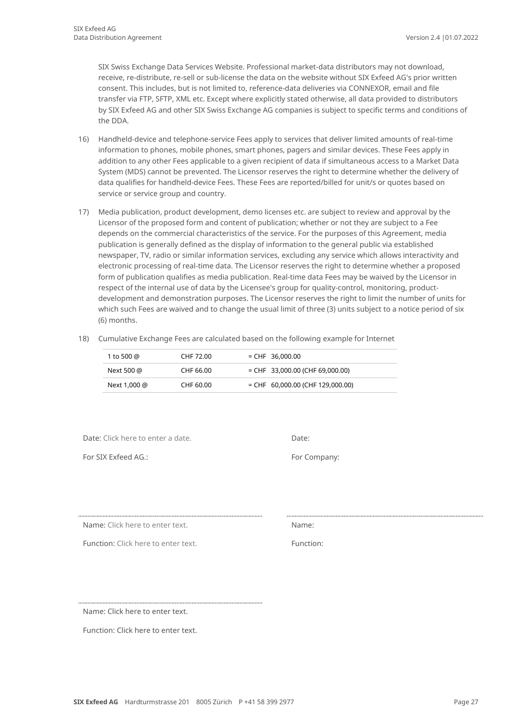SIX Swiss Exchange Data Services Website. Professional market-data distributors may not download, receive, re-distribute, re-sell or sub-license the data on the website without SIX Exfeed AG's prior written consent. This includes, but is not limited to, reference-data deliveries via CONNEXOR, email and file transfer via FTP, SFTP, XML etc. Except where explicitly stated otherwise, all data provided to distributors by SIX Exfeed AG and other SIX Swiss Exchange AG companies is subject to specific terms and conditions of the DDA.

16) Handheld-device and telephone-service Fees apply to services that deliver limited amounts of real-time information to phones, mobile phones, smart phones, pagers and similar devices. These Fees apply in addition to any other Fees applicable to a given recipient of data if simultaneous access to a Market Data System (MDS) cannot be prevented. The Licensor reserves the right to determine whether the delivery of data qualifies for handheld-device Fees. These Fees are reported/billed for unit/s or quotes based on service or service group and country.

17) Media publication, product development, demo licenses etc. are subject to review and approval by the Licensor of the proposed form and content of publication; whether or not they are subject to a Fee depends on the commercial characteristics of the service. For the purposes of this Agreement, media publication is generally defined as the display of information to the general public via established newspaper, TV, radio or similar information services, excluding any service which allows interactivity and electronic processing of real-time data. The Licensor reserves the right to determine whether a proposed form of publication qualifies as media publication. Real-time data Fees may be waived by the Licensor in respect of the internal use of data by the Licensee's group for quality-control, monitoring, product-development and demonstration purposes. The Licensor reserves the right to limit the number of units for which such Fees are waived and to change the usual limit of three (3) units subject to a notice period of six (6) months.

18) Cumulative Exchange Fees are calculated based on the following example for Internet

| | | |
|---|---|---|
| 1 to 500 @ | CHF 72.00 | = CHF 36,000.00 |
| Next 500 @ | CHF 66.00 | = CHF 33,000.00 (CHF 69,000.00) |
| Next 1,000 @ | CHF 60.00 | = CHF 60,000.00 (CHF 129,000.00) |

Date: Click here to enter a date.

For SIX Exfeed AG.:

Name: Click here to enter text.

Function: Click here to enter text.

Name: Click here to enter text.

Function: Click here to enter text.

Date:

For Company:

Name:

Function: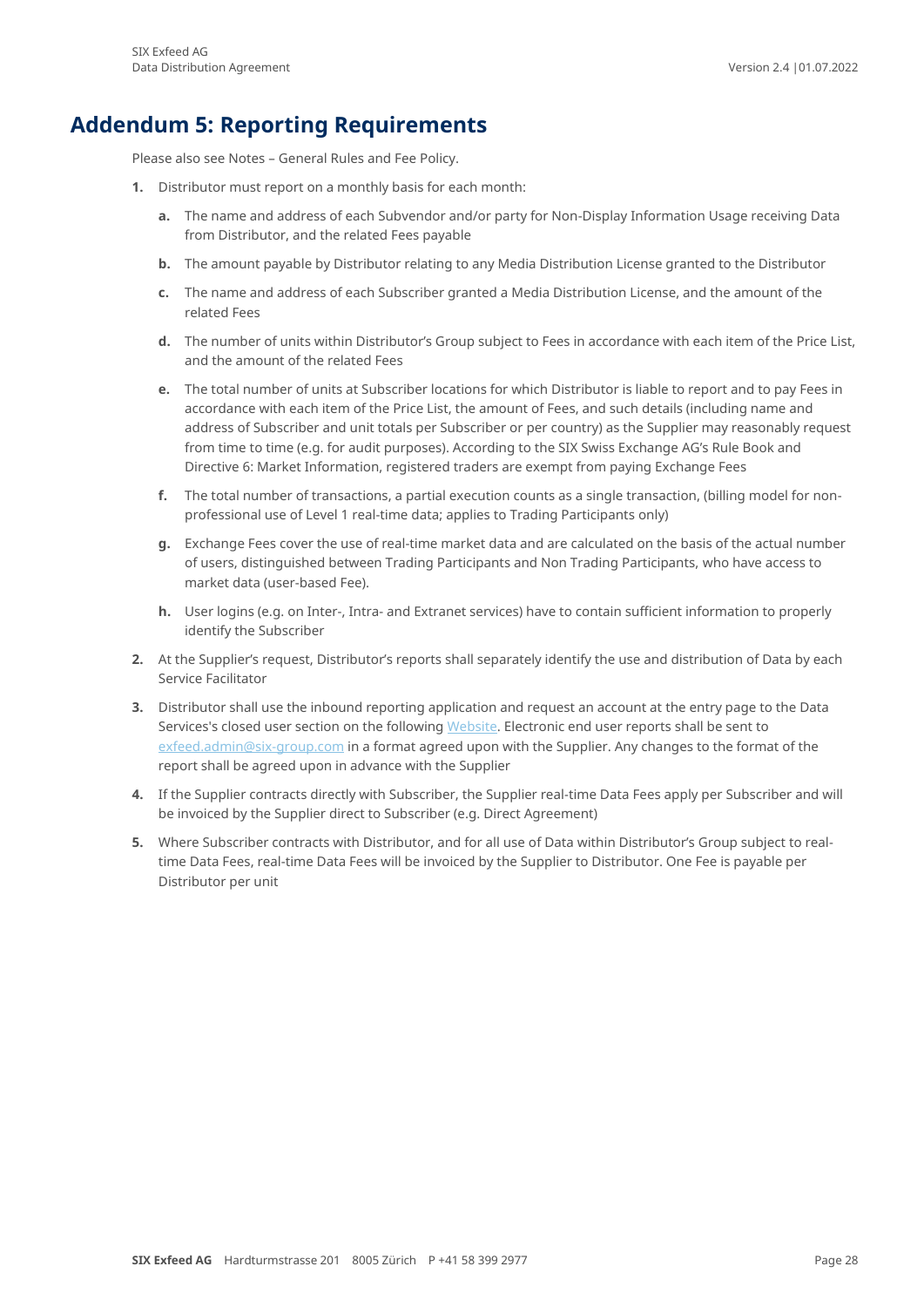# Addendum 5: Reporting Requirements

Please also see Notes – General Rules and Fee Policy.

1. Distributor must report on a monthly basis for each month:

   a. The name and address of each Subvendor and/or party for Non-Display Information Usage receiving Data from Distributor, and the related Fees payable

   b. The amount payable by Distributor relating to any Media Distribution License granted to the Distributor

   c. The name and address of each Subscriber granted a Media Distribution License, and the amount of the related Fees

   d. The number of units within Distributor's Group subject to Fees in accordance with each item of the Price List, and the amount of the related Fees

   e. The total number of units at Subscriber locations for which Distributor is liable to report and to pay Fees in accordance with each item of the Price List, the amount of Fees, and such details (including name and address of Subscriber and unit totals per Subscriber or per country) as the Supplier may reasonably request from time to time (e.g. for audit purposes). According to the SIX Swiss Exchange AG's Rule Book and Directive 6: Market Information, registered traders are exempt from paying Exchange Fees

   f. The total number of transactions, a partial execution counts as a single transaction, (billing model for non-professional use of Level 1 real-time data; applies to Trading Participants only)

   g. Exchange Fees cover the use of real-time market data and are calculated on the basis of the actual number of users, distinguished between Trading Participants and Non Trading Participants, who have access to market data (user-based Fee).

   h. User logins (e.g. on Inter-, Intra- and Extranet services) have to contain sufficient information to properly identify the Subscriber

2. At the Supplier's request, Distributor's reports shall separately identify the use and distribution of Data by each Service Facilitator

3. Distributor shall use the inbound reporting application and request an account at the entry page to the Data Services's closed user section on the following Website. Electronic end user reports shall be sent to exfeed.admin@six-group.com in a format agreed upon with the Supplier. Any changes to the format of the report shall be agreed upon in advance with the Supplier

4. If the Supplier contracts directly with Subscriber, the Supplier real-time Data Fees apply per Subscriber and will be invoiced by the Supplier direct to Subscriber (e.g. Direct Agreement)

5. Where Subscriber contracts with Distributor, and for all use of Data within Distributor's Group subject to real-time Data Fees, real-time Data Fees will be invoiced by the Supplier to Distributor. One Fee is payable per Distributor per unit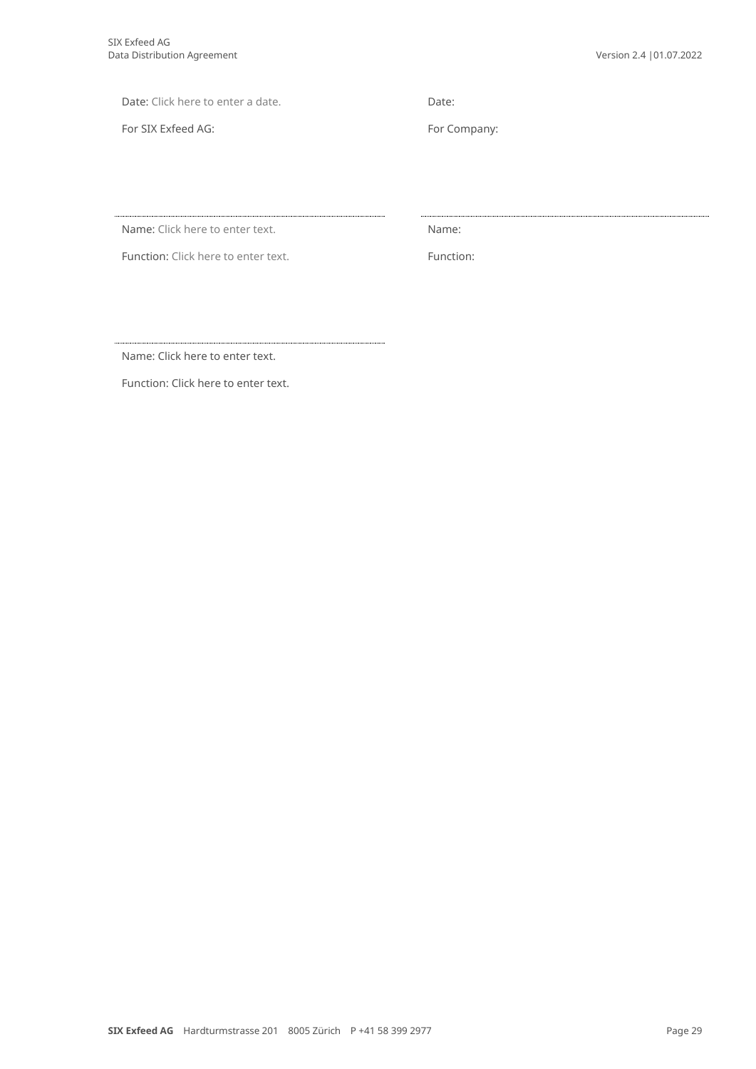| Date: Click here to enter a date. | Date: |
| --- | --- |
| For SIX Exfeed AG: | For Company: |
| | |
| ............................................................ | ............................................................ |
| Name: Click here to enter text. | Name: |
| Function: Click here to enter text. | Function: |
| | |
| ............................................................ | |
| Name: Click here to enter text. | |
| Function: Click here to enter text. | |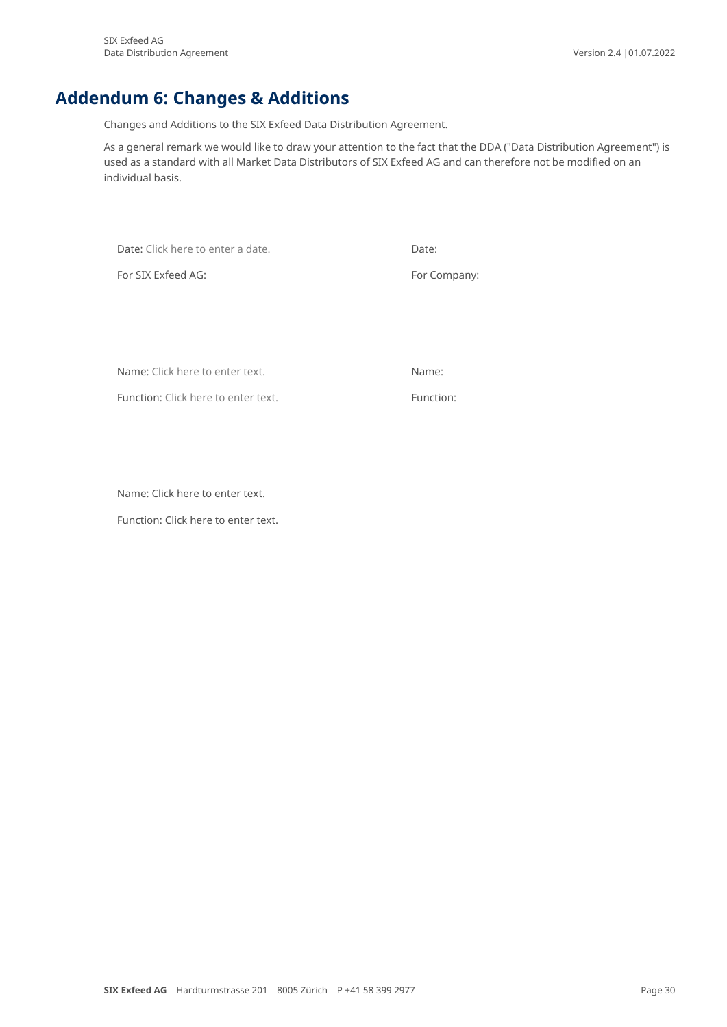# Addendum 6: Changes & Additions

Changes and Additions to the SIX Exfeed Data Distribution Agreement.

As a general remark we would like to draw your attention to the fact that the DDA ("Data Distribution Agreement") is used as a standard with all Market Data Distributors of SIX Exfeed AG and can therefore not be modified on an individual basis.

| | |
|---|---|
| Date: Click here to enter a date. | Date: |
| For SIX Exfeed AG: | For Company: |
| ______________________________ | ______________________________ |
| Name: Click here to enter text. | Name: |
| Function: Click here to enter text. | Function: |
| ______________________________ | |
| Name: Click here to enter text. | |
| Function: Click here to enter text. | |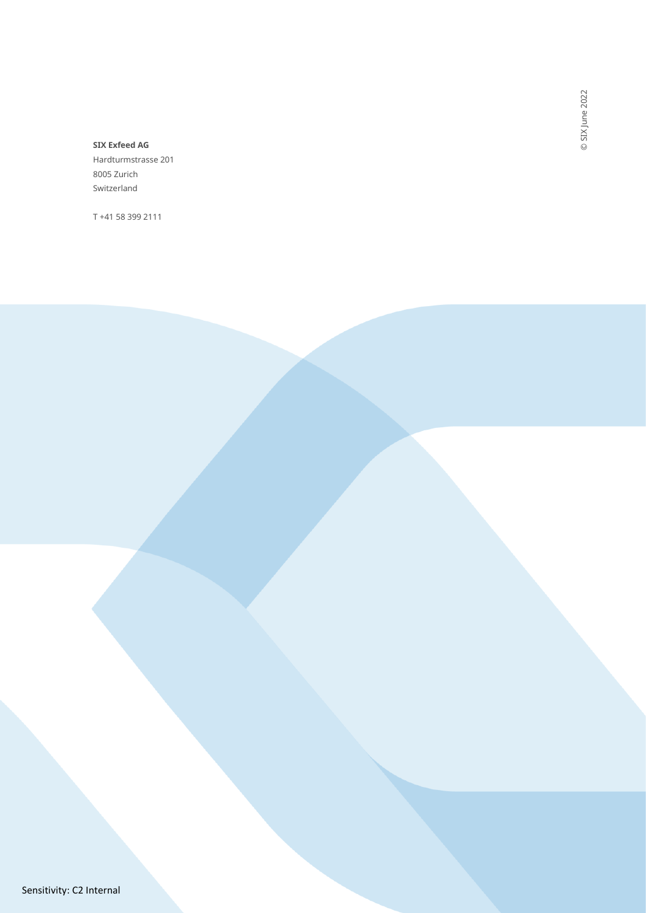**SIX Exfeed AG**
Hardturmstrasse 201
8005 Zurich
Switzerland

T +41 58 399 2111

© SIX June 2022

Sensitivity: C2 Internal